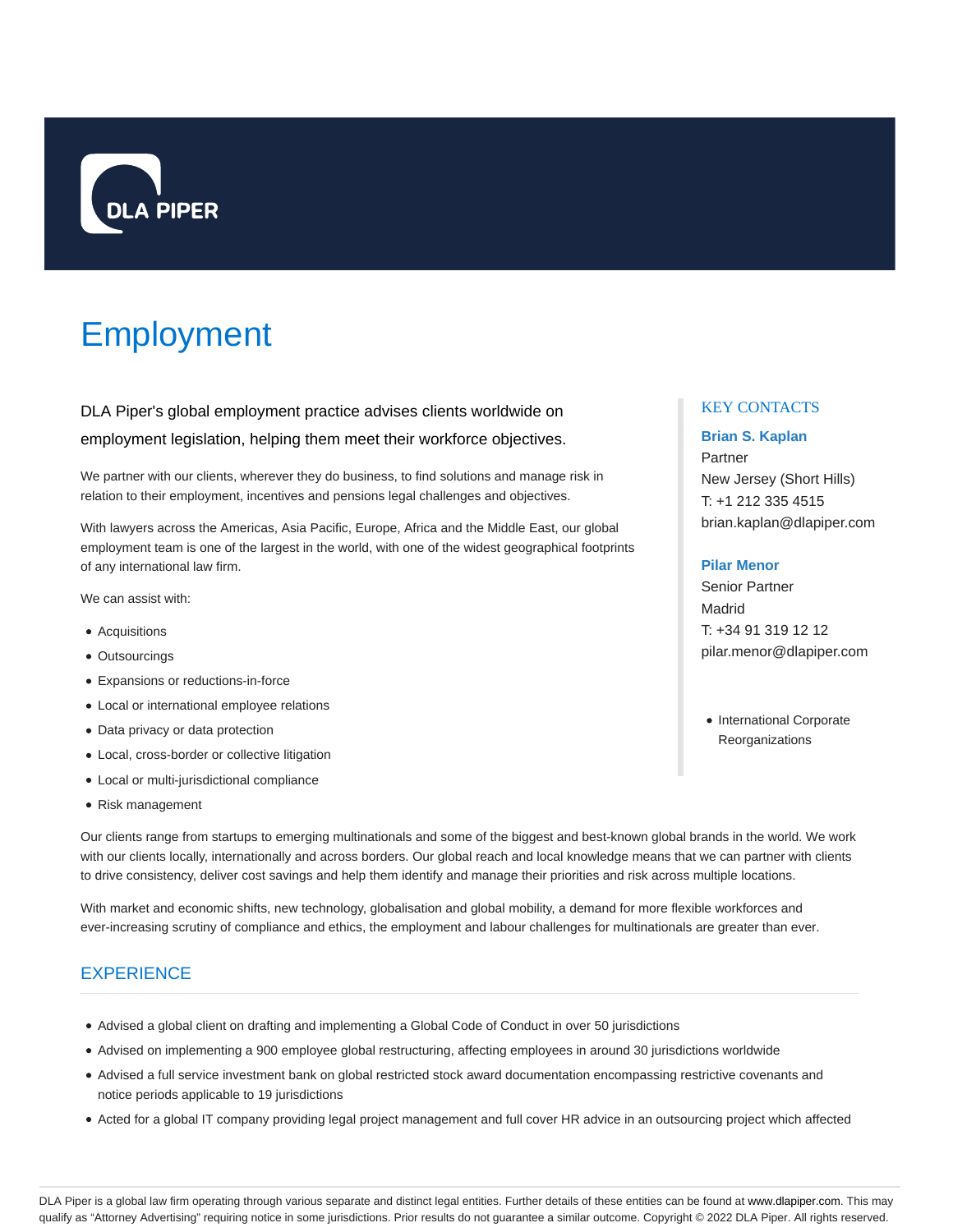DLA PIPER

# Employment

DLA Piper's global employment practice advises clients worldwide on employment legislation, helping them meet their workforce objectives.

We partner with our clients, wherever they do business, to find solutions and manage risk in relation to their employment, incentives and pensions legal challenges and objectives.

With lawyers across the Americas, Asia Pacific, Europe, Africa and the Middle East, our global employment team is one of the largest in the world, with one of the widest geographical footprints of any international law firm.

We can assist with:

- Acquisitions
- Outsourcings
- Expansions or reductions-in-force
- Local or international employee relations
- Data privacy or data protection
- Local, cross-border or collective litigation
- Local or multi-jurisdictional compliance
- Risk management

Our clients range from startups to emerging multinationals and some of the biggest and best-known global brands in the world. We work with our clients locally, internationally and across borders. Our global reach and local knowledge means that we can partner with clients to drive consistency, deliver cost savings and help them identify and manage their priorities and risk across multiple locations.

With market and economic shifts, new technology, globalisation and global mobility, a demand for more flexible workforces and ever-increasing scrutiny of compliance and ethics, the employment and labour challenges for multinationals are greater than ever.

## KEY CONTACTS

**Brian S. Kaplan**
Partner
New Jersey (Short Hills)
T: +1 212 335 4515
brian.kaplan@dlapiper.com

**Pilar Menor**
Senior Partner
Madrid
T: +34 91 319 12 12
pilar.menor@dlapiper.com

- International Corporate Reorganizations

## EXPERIENCE

- Advised a global client on drafting and implementing a Global Code of Conduct in over 50 jurisdictions
- Advised on implementing a 900 employee global restructuring, affecting employees in around 30 jurisdictions worldwide
- Advised a full service investment bank on global restricted stock award documentation encompassing restrictive covenants and notice periods applicable to 19 jurisdictions
- Acted for a global IT company providing legal project management and full cover HR advice in an outsourcing project which affected

DLA Piper is a global law firm operating through various separate and distinct legal entities. Further details of these entities can be found at www.dlapiper.com. This may qualify as "Attorney Advertising" requiring notice in some jurisdictions. Prior results do not guarantee a similar outcome. Copyright © 2022 DLA Piper. All rights reserved.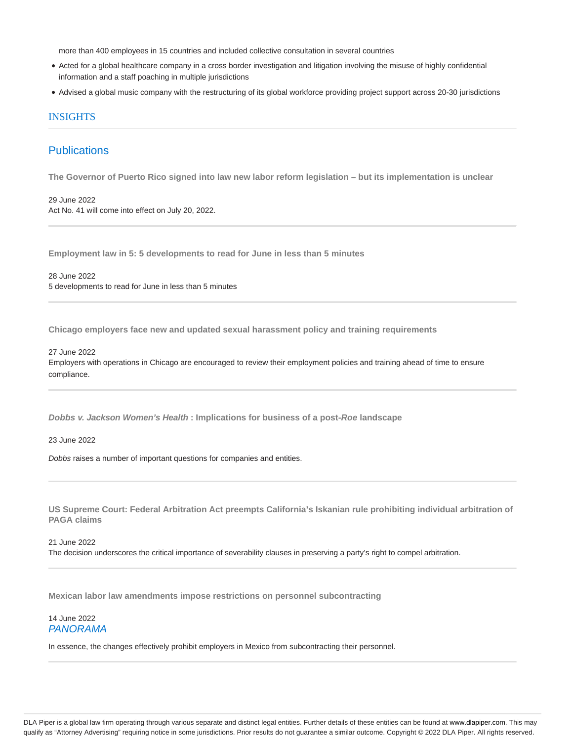more than 400 employees in 15 countries and included collective consultation in several countries

- Acted for a global healthcare company in a cross border investigation and litigation involving the misuse of highly confidential information and a staff poaching in multiple jurisdictions
- Advised a global music company with the restructuring of its global workforce providing project support across 20-30 jurisdictions

## INSIGHTS

### Publications

**The Governor of Puerto Rico signed into law new labor reform legislation – but its implementation is unclear**

29 June 2022
Act No. 41 will come into effect on July 20, 2022.

---

**Employment law in 5: 5 developments to read for June in less than 5 minutes**

28 June 2022
5 developments to read for June in less than 5 minutes

---

**Chicago employers face new and updated sexual harassment policy and training requirements**

27 June 2022
Employers with operations in Chicago are encouraged to review their employment policies and training ahead of time to ensure compliance.

---

***Dobbs v. Jackson Women's Health* : Implications for business of a post-*Roe* landscape**

23 June 2022

*Dobbs* raises a number of important questions for companies and entities.

---

**US Supreme Court: Federal Arbitration Act preempts California's Iskanian rule prohibiting individual arbitration of PAGA claims**

21 June 2022
The decision underscores the critical importance of severability clauses in preserving a party's right to compel arbitration.

---

**Mexican labor law amendments impose restrictions on personnel subcontracting**

14 June 2022
*PANORAMA*

In essence, the changes effectively prohibit employers in Mexico from subcontracting their personnel.

---

DLA Piper is a global law firm operating through various separate and distinct legal entities. Further details of these entities can be found at www.dlapiper.com. This may qualify as "Attorney Advertising" requiring notice in some jurisdictions. Prior results do not guarantee a similar outcome. Copyright © 2022 DLA Piper. All rights reserved.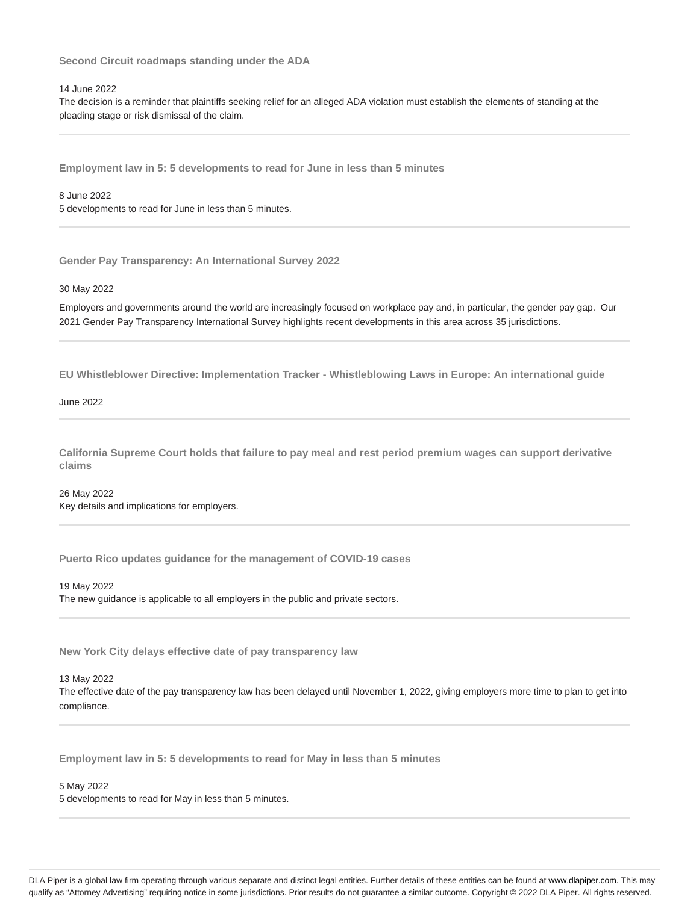### Second Circuit roadmaps standing under the ADA

14 June 2022
The decision is a reminder that plaintiffs seeking relief for an alleged ADA violation must establish the elements of standing at the pleading stage or risk dismissal of the claim.

---

### Employment law in 5: 5 developments to read for June in less than 5 minutes

8 June 2022
5 developments to read for June in less than 5 minutes.

---

### Gender Pay Transparency: An International Survey 2022

30 May 2022

Employers and governments around the world are increasingly focused on workplace pay and, in particular, the gender pay gap. Our 2021 Gender Pay Transparency International Survey highlights recent developments in this area across 35 jurisdictions.

---

### EU Whistleblower Directive: Implementation Tracker - Whistleblowing Laws in Europe: An international guide

June 2022

---

### California Supreme Court holds that failure to pay meal and rest period premium wages can support derivative claims

26 May 2022
Key details and implications for employers.

---

### Puerto Rico updates guidance for the management of COVID-19 cases

19 May 2022
The new guidance is applicable to all employers in the public and private sectors.

---

### New York City delays effective date of pay transparency law

13 May 2022
The effective date of the pay transparency law has been delayed until November 1, 2022, giving employers more time to plan to get into compliance.

---

### Employment law in 5: 5 developments to read for May in less than 5 minutes

5 May 2022
5 developments to read for May in less than 5 minutes.

---

DLA Piper is a global law firm operating through various separate and distinct legal entities. Further details of these entities can be found at www.dlapiper.com. This may qualify as "Attorney Advertising" requiring notice in some jurisdictions. Prior results do not guarantee a similar outcome. Copyright © 2022 DLA Piper. All rights reserved.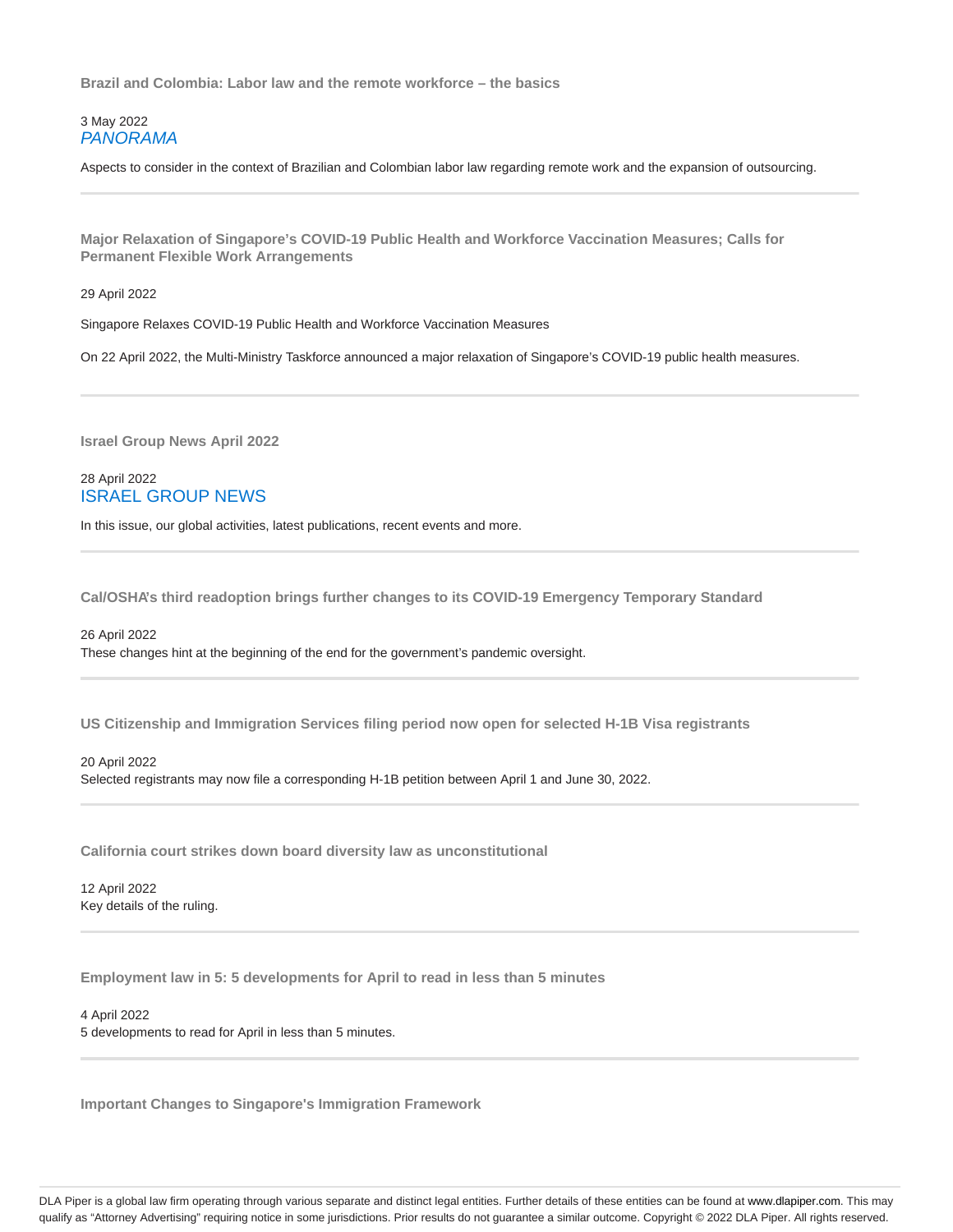### Brazil and Colombia: Labor law and the remote workforce – the basics

3 May 2022
*PANORAMA*

Aspects to consider in the context of Brazilian and Colombian labor law regarding remote work and the expansion of outsourcing.

---

### Major Relaxation of Singapore's COVID-19 Public Health and Workforce Vaccination Measures; Calls for Permanent Flexible Work Arrangements

29 April 2022

Singapore Relaxes COVID-19 Public Health and Workforce Vaccination Measures

On 22 April 2022, the Multi-Ministry Taskforce announced a major relaxation of Singapore's COVID-19 public health measures.

---

### Israel Group News April 2022

28 April 2022
ISRAEL GROUP NEWS

In this issue, our global activities, latest publications, recent events and more.

---

### Cal/OSHA's third readoption brings further changes to its COVID-19 Emergency Temporary Standard

26 April 2022
These changes hint at the beginning of the end for the government's pandemic oversight.

---

### US Citizenship and Immigration Services filing period now open for selected H-1B Visa registrants

20 April 2022
Selected registrants may now file a corresponding H-1B petition between April 1 and June 30, 2022.

---

### California court strikes down board diversity law as unconstitutional

12 April 2022
Key details of the ruling.

---

### Employment law in 5: 5 developments for April to read in less than 5 minutes

4 April 2022
5 developments to read for April in less than 5 minutes.

---

### Important Changes to Singapore's Immigration Framework

DLA Piper is a global law firm operating through various separate and distinct legal entities. Further details of these entities can be found at www.dlapiper.com. This may qualify as "Attorney Advertising" requiring notice in some jurisdictions. Prior results do not guarantee a similar outcome. Copyright © 2022 DLA Piper. All rights reserved.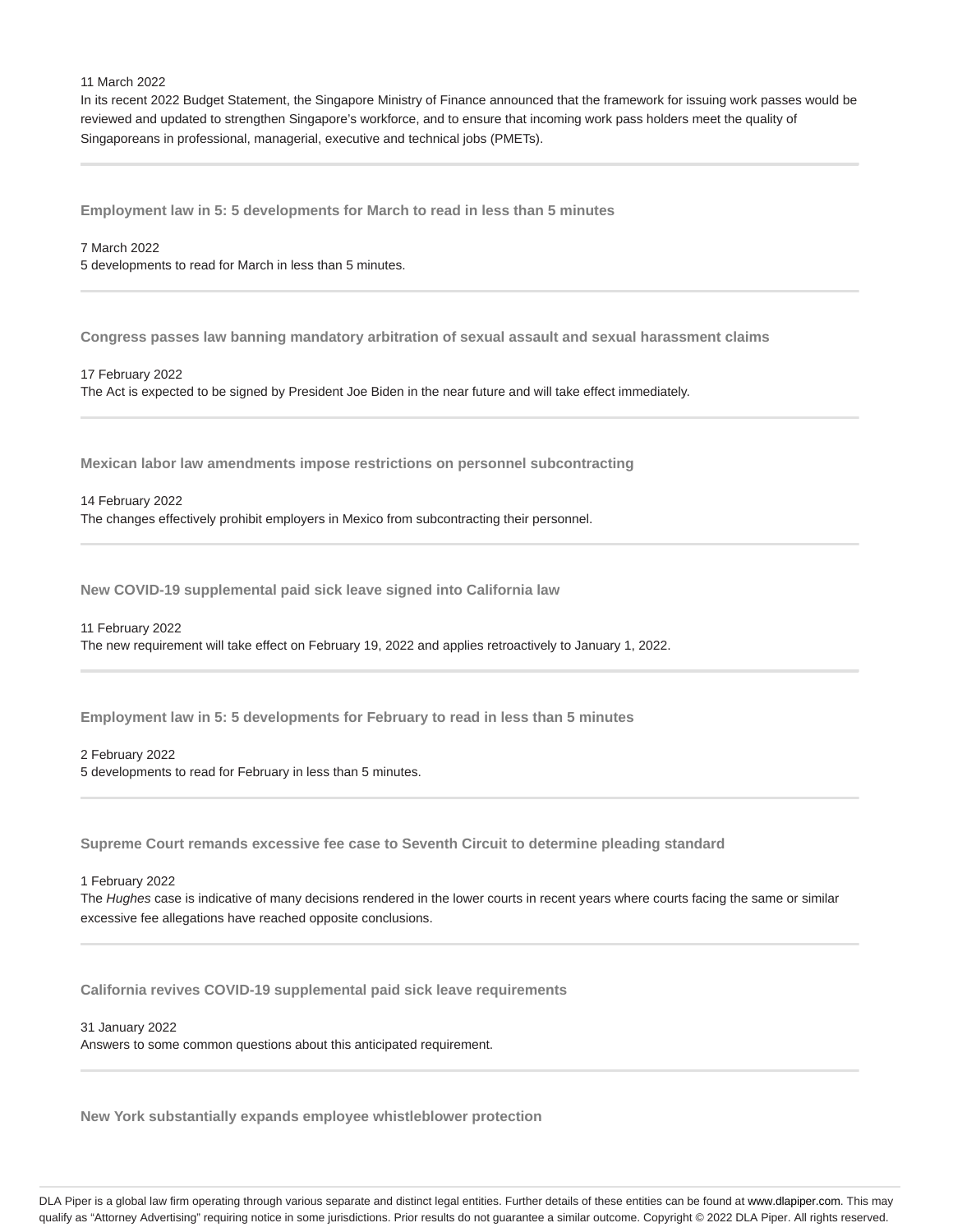11 March 2022

In its recent 2022 Budget Statement, the Singapore Ministry of Finance announced that the framework for issuing work passes would be reviewed and updated to strengthen Singapore's workforce, and to ensure that incoming work pass holders meet the quality of Singaporeans in professional, managerial, executive and technical jobs (PMETs).

---

### Employment law in 5: 5 developments for March to read in less than 5 minutes

7 March 2022

5 developments to read for March in less than 5 minutes.

---

### Congress passes law banning mandatory arbitration of sexual assault and sexual harassment claims

17 February 2022

The Act is expected to be signed by President Joe Biden in the near future and will take effect immediately.

---

### Mexican labor law amendments impose restrictions on personnel subcontracting

14 February 2022

The changes effectively prohibit employers in Mexico from subcontracting their personnel.

---

### New COVID-19 supplemental paid sick leave signed into California law

11 February 2022

The new requirement will take effect on February 19, 2022 and applies retroactively to January 1, 2022.

---

### Employment law in 5: 5 developments for February to read in less than 5 minutes

2 February 2022

5 developments to read for February in less than 5 minutes.

---

### Supreme Court remands excessive fee case to Seventh Circuit to determine pleading standard

1 February 2022

The *Hughes* case is indicative of many decisions rendered in the lower courts in recent years where courts facing the same or similar excessive fee allegations have reached opposite conclusions.

---

### California revives COVID-19 supplemental paid sick leave requirements

31 January 2022

Answers to some common questions about this anticipated requirement.

---

### New York substantially expands employee whistleblower protection

DLA Piper is a global law firm operating through various separate and distinct legal entities. Further details of these entities can be found at www.dlapiper.com. This may qualify as "Attorney Advertising" requiring notice in some jurisdictions. Prior results do not guarantee a similar outcome. Copyright © 2022 DLA Piper. All rights reserved.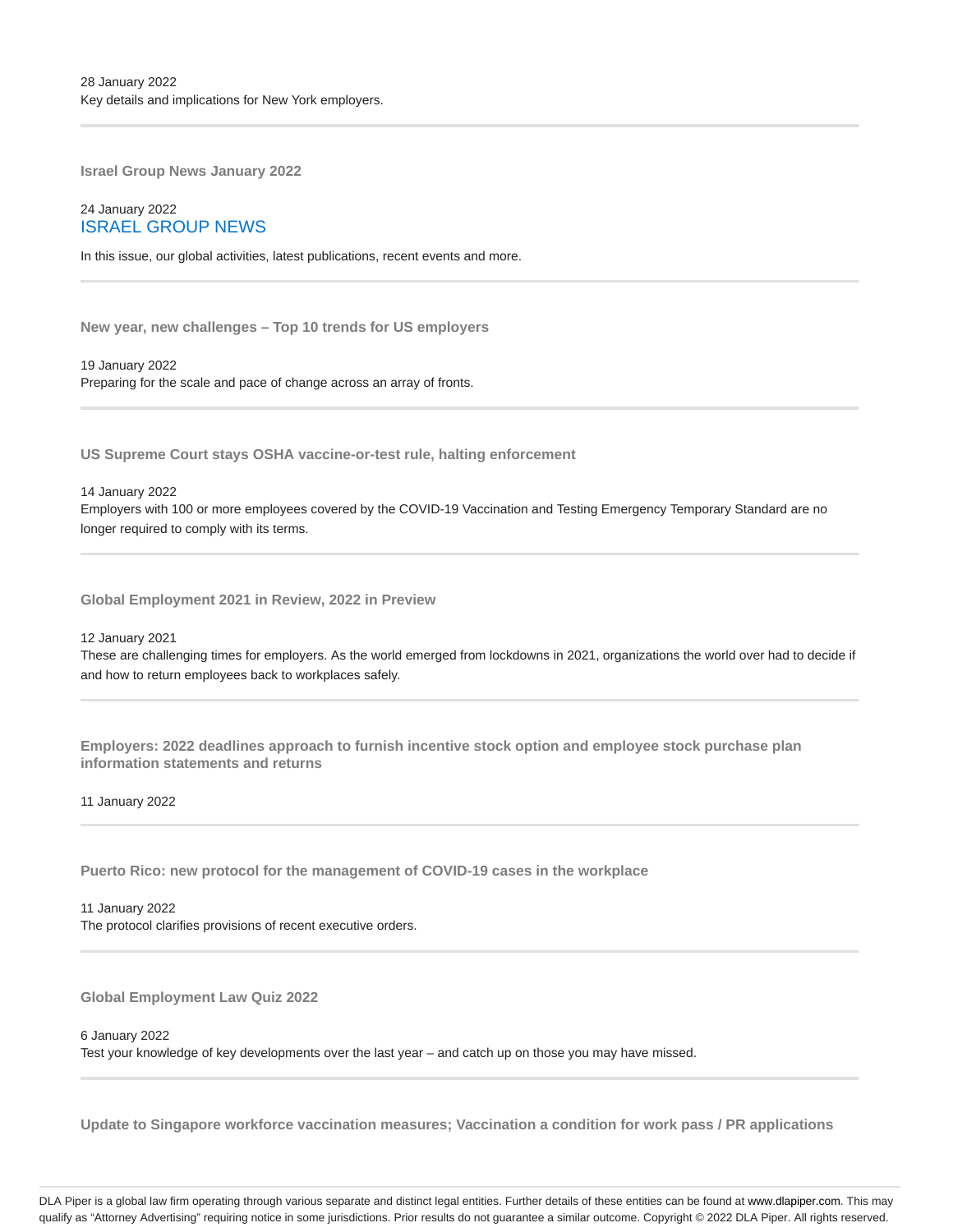28 January 2022
Key details and implications for New York employers.

---

**Israel Group News January 2022**

24 January 2022
ISRAEL GROUP NEWS

In this issue, our global activities, latest publications, recent events and more.

---

**New year, new challenges – Top 10 trends for US employers**

19 January 2022
Preparing for the scale and pace of change across an array of fronts.

---

**US Supreme Court stays OSHA vaccine-or-test rule, halting enforcement**

14 January 2022
Employers with 100 or more employees covered by the COVID-19 Vaccination and Testing Emergency Temporary Standard are no longer required to comply with its terms.

---

**Global Employment 2021 in Review, 2022 in Preview**

12 January 2021
These are challenging times for employers. As the world emerged from lockdowns in 2021, organizations the world over had to decide if and how to return employees back to workplaces safely.

---

**Employers: 2022 deadlines approach to furnish incentive stock option and employee stock purchase plan information statements and returns**

11 January 2022

---

**Puerto Rico: new protocol for the management of COVID-19 cases in the workplace**

11 January 2022
The protocol clarifies provisions of recent executive orders.

---

**Global Employment Law Quiz 2022**

6 January 2022
Test your knowledge of key developments over the last year – and catch up on those you may have missed.

---

**Update to Singapore workforce vaccination measures; Vaccination a condition for work pass / PR applications**

DLA Piper is a global law firm operating through various separate and distinct legal entities. Further details of these entities can be found at www.dlapiper.com. This may qualify as "Attorney Advertising" requiring notice in some jurisdictions. Prior results do not guarantee a similar outcome. Copyright © 2022 DLA Piper. All rights reserved.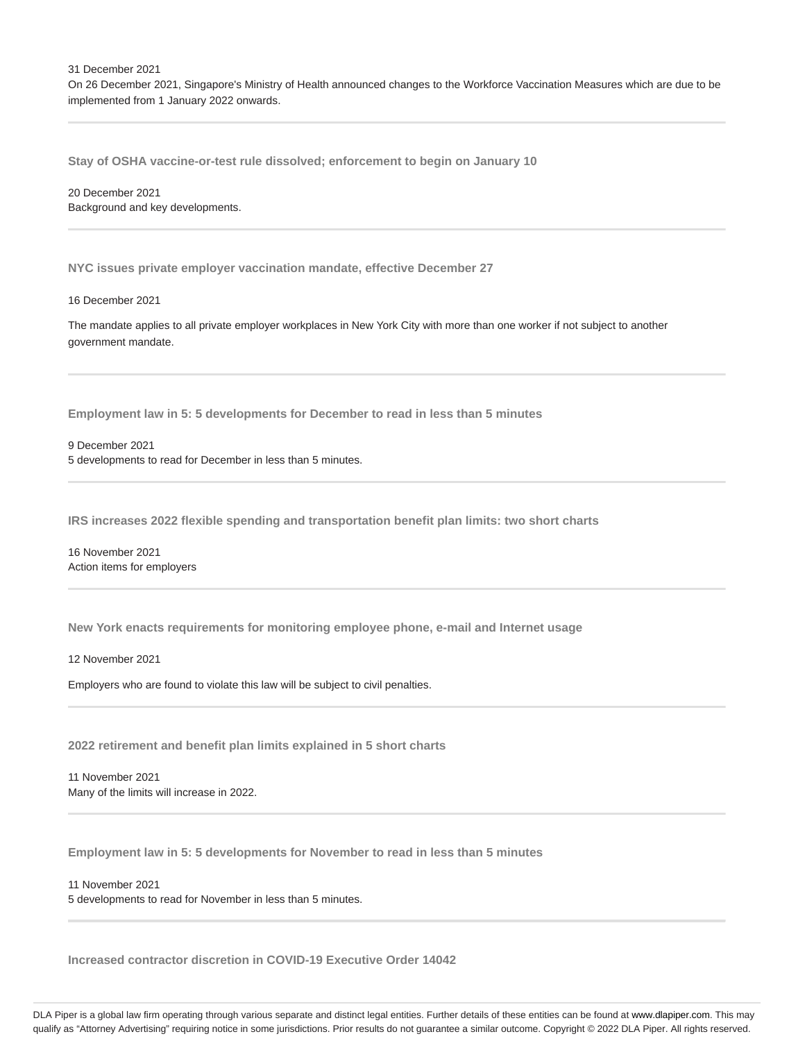31 December 2021
On 26 December 2021, Singapore's Ministry of Health announced changes to the Workforce Vaccination Measures which are due to be implemented from 1 January 2022 onwards.

---

**Stay of OSHA vaccine-or-test rule dissolved; enforcement to begin on January 10**

20 December 2021
Background and key developments.

---

**NYC issues private employer vaccination mandate, effective December 27**

16 December 2021

The mandate applies to all private employer workplaces in New York City with more than one worker if not subject to another government mandate.

---

**Employment law in 5: 5 developments for December to read in less than 5 minutes**

9 December 2021
5 developments to read for December in less than 5 minutes.

---

**IRS increases 2022 flexible spending and transportation benefit plan limits: two short charts**

16 November 2021
Action items for employers

---

**New York enacts requirements for monitoring employee phone, e-mail and Internet usage**

12 November 2021

Employers who are found to violate this law will be subject to civil penalties.

---

**2022 retirement and benefit plan limits explained in 5 short charts**

11 November 2021
Many of the limits will increase in 2022.

---

**Employment law in 5: 5 developments for November to read in less than 5 minutes**

11 November 2021
5 developments to read for November in less than 5 minutes.

---

**Increased contractor discretion in COVID-19 Executive Order 14042**

DLA Piper is a global law firm operating through various separate and distinct legal entities. Further details of these entities can be found at www.dlapiper.com. This may qualify as "Attorney Advertising" requiring notice in some jurisdictions. Prior results do not guarantee a similar outcome. Copyright © 2022 DLA Piper. All rights reserved.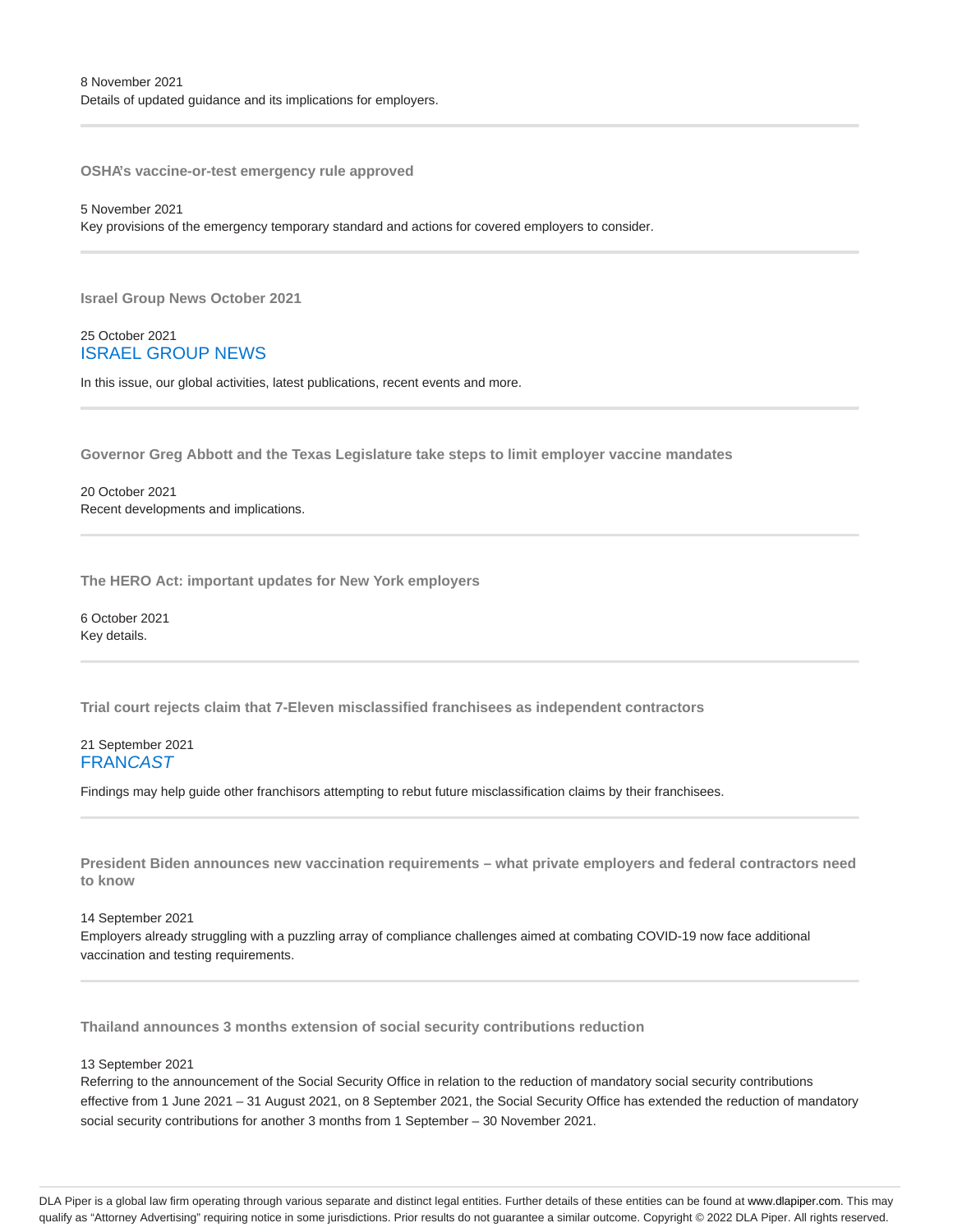8 November 2021
Details of updated guidance and its implications for employers.

---

### OSHA's vaccine-or-test emergency rule approved

5 November 2021
Key provisions of the emergency temporary standard and actions for covered employers to consider.

---

### Israel Group News October 2021

25 October 2021
ISRAEL GROUP NEWS

In this issue, our global activities, latest publications, recent events and more.

---

### Governor Greg Abbott and the Texas Legislature take steps to limit employer vaccine mandates

20 October 2021
Recent developments and implications.

---

### The HERO Act: important updates for New York employers

6 October 2021
Key details.

---

### Trial court rejects claim that 7-Eleven misclassified franchisees as independent contractors

21 September 2021
FRAN*CAST*

Findings may help guide other franchisors attempting to rebut future misclassification claims by their franchisees.

---

### President Biden announces new vaccination requirements – what private employers and federal contractors need to know

14 September 2021
Employers already struggling with a puzzling array of compliance challenges aimed at combating COVID-19 now face additional vaccination and testing requirements.

---

### Thailand announces 3 months extension of social security contributions reduction

13 September 2021
Referring to the announcement of the Social Security Office in relation to the reduction of mandatory social security contributions effective from 1 June 2021 – 31 August 2021, on 8 September 2021, the Social Security Office has extended the reduction of mandatory social security contributions for another 3 months from 1 September – 30 November 2021.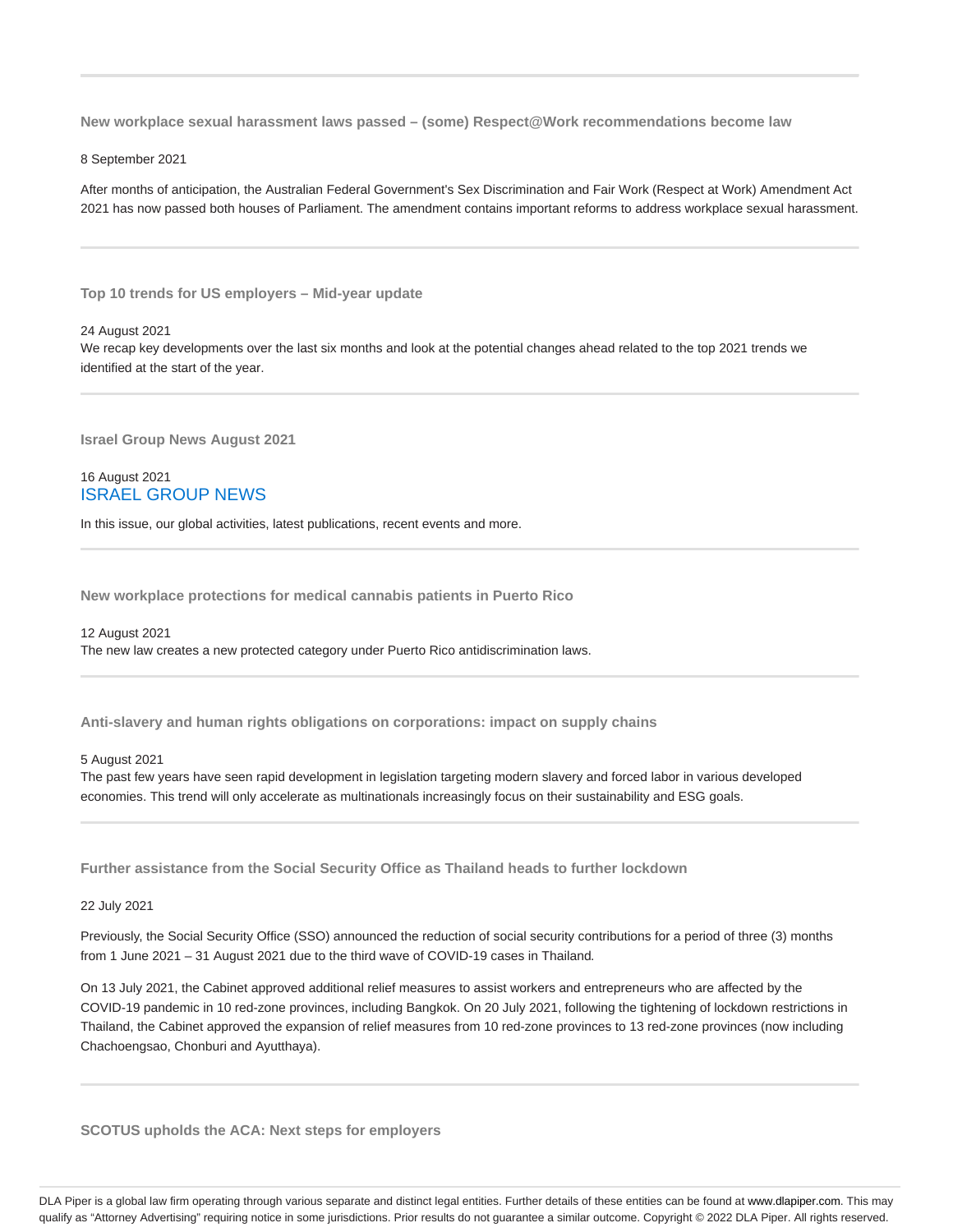---

### New workplace sexual harassment laws passed – (some) Respect@Work recommendations become law

8 September 2021

After months of anticipation, the Australian Federal Government's Sex Discrimination and Fair Work (Respect at Work) Amendment Act 2021 has now passed both houses of Parliament. The amendment contains important reforms to address workplace sexual harassment.

---

### Top 10 trends for US employers – Mid-year update

24 August 2021

We recap key developments over the last six months and look at the potential changes ahead related to the top 2021 trends we identified at the start of the year.

---

### Israel Group News August 2021

16 August 2021

ISRAEL GROUP NEWS

In this issue, our global activities, latest publications, recent events and more.

---

### New workplace protections for medical cannabis patients in Puerto Rico

12 August 2021

The new law creates a new protected category under Puerto Rico antidiscrimination laws.

---

### Anti-slavery and human rights obligations on corporations: impact on supply chains

5 August 2021

The past few years have seen rapid development in legislation targeting modern slavery and forced labor in various developed economies. This trend will only accelerate as multinationals increasingly focus on their sustainability and ESG goals.

---

### Further assistance from the Social Security Office as Thailand heads to further lockdown

22 July 2021

Previously, the Social Security Office (SSO) announced the reduction of social security contributions for a period of three (3) months from 1 June 2021 – 31 August 2021 due to the third wave of COVID-19 cases in Thailand.

On 13 July 2021, the Cabinet approved additional relief measures to assist workers and entrepreneurs who are affected by the COVID-19 pandemic in 10 red-zone provinces, including Bangkok. On 20 July 2021, following the tightening of lockdown restrictions in Thailand, the Cabinet approved the expansion of relief measures from 10 red-zone provinces to 13 red-zone provinces (now including Chachoengsao, Chonburi and Ayutthaya).

---

### SCOTUS upholds the ACA: Next steps for employers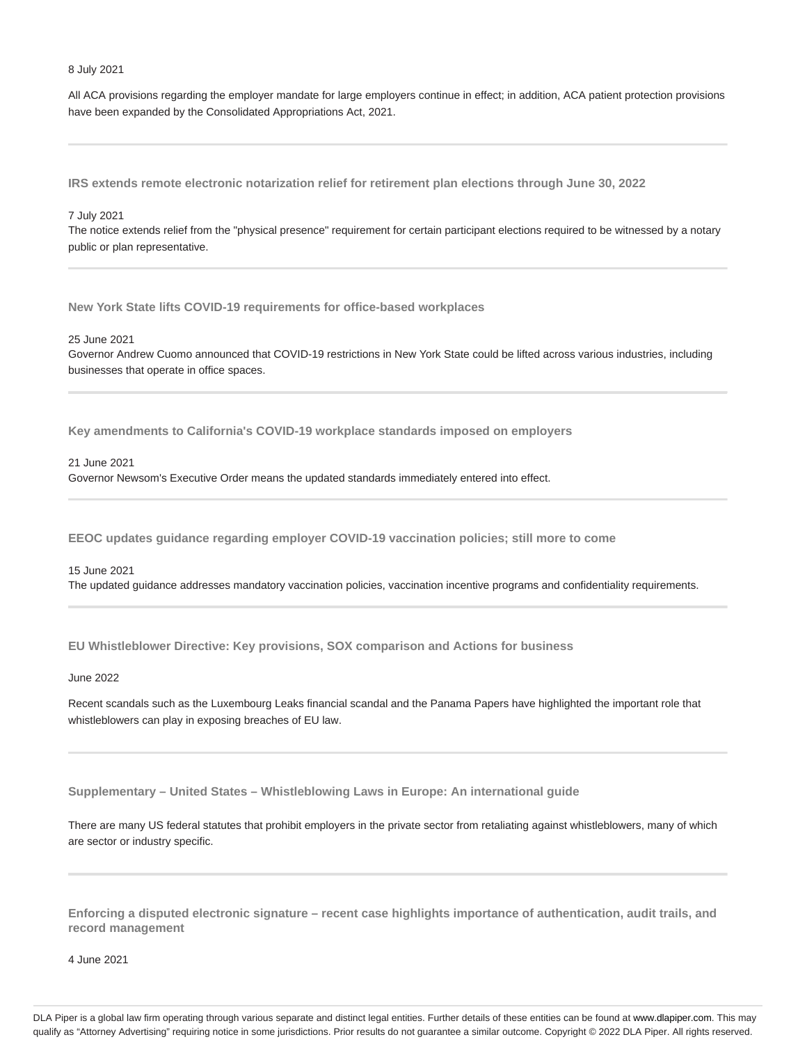8 July 2021

All ACA provisions regarding the employer mandate for large employers continue in effect; in addition, ACA patient protection provisions have been expanded by the Consolidated Appropriations Act, 2021.

---

### IRS extends remote electronic notarization relief for retirement plan elections through June 30, 2022

7 July 2021

The notice extends relief from the "physical presence" requirement for certain participant elections required to be witnessed by a notary public or plan representative.

---

### New York State lifts COVID-19 requirements for office-based workplaces

25 June 2021

Governor Andrew Cuomo announced that COVID-19 restrictions in New York State could be lifted across various industries, including businesses that operate in office spaces.

---

### Key amendments to California's COVID-19 workplace standards imposed on employers

21 June 2021

Governor Newsom's Executive Order means the updated standards immediately entered into effect.

---

### EEOC updates guidance regarding employer COVID-19 vaccination policies; still more to come

15 June 2021

The updated guidance addresses mandatory vaccination policies, vaccination incentive programs and confidentiality requirements.

---

### EU Whistleblower Directive: Key provisions, SOX comparison and Actions for business

June 2022

Recent scandals such as the Luxembourg Leaks financial scandal and the Panama Papers have highlighted the important role that whistleblowers can play in exposing breaches of EU law.

---

### Supplementary – United States – Whistleblowing Laws in Europe: An international guide

There are many US federal statutes that prohibit employers in the private sector from retaliating against whistleblowers, many of which are sector or industry specific.

---

### Enforcing a disputed electronic signature – recent case highlights importance of authentication, audit trails, and record management

4 June 2021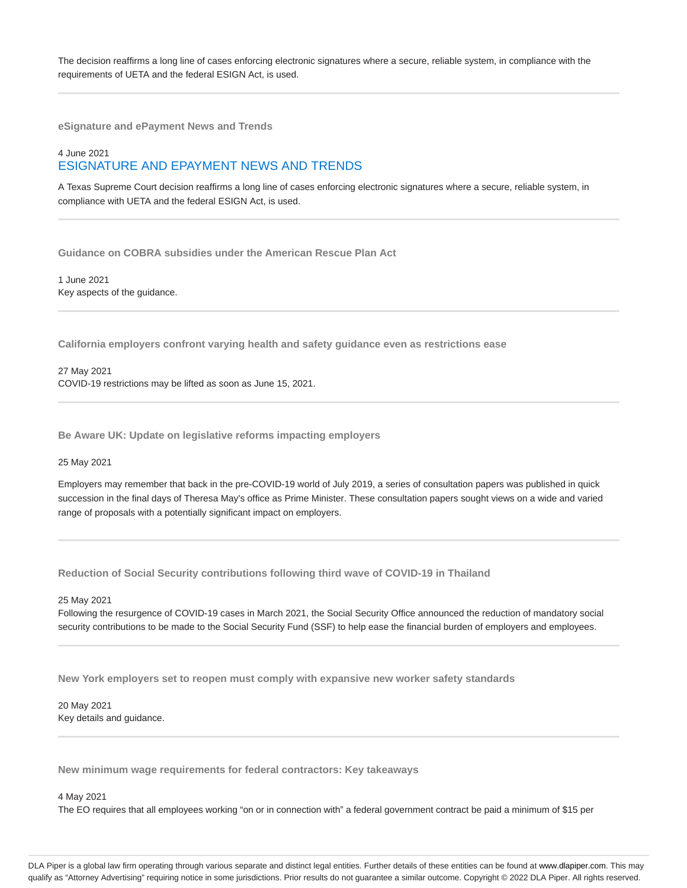The decision reaffirms a long line of cases enforcing electronic signatures where a secure, reliable system, in compliance with the requirements of UETA and the federal ESIGN Act, is used.

---

**eSignature and ePayment News and Trends**

4 June 2021

## ESIGNATURE AND EPAYMENT NEWS AND TRENDS

A Texas Supreme Court decision reaffirms a long line of cases enforcing electronic signatures where a secure, reliable system, in compliance with UETA and the federal ESIGN Act, is used.

---

**Guidance on COBRA subsidies under the American Rescue Plan Act**

1 June 2021

Key aspects of the guidance.

---

**California employers confront varying health and safety guidance even as restrictions ease**

27 May 2021

COVID-19 restrictions may be lifted as soon as June 15, 2021.

---

**Be Aware UK: Update on legislative reforms impacting employers**

25 May 2021

Employers may remember that back in the pre-COVID-19 world of July 2019, a series of consultation papers was published in quick succession in the final days of Theresa May's office as Prime Minister. These consultation papers sought views on a wide and varied range of proposals with a potentially significant impact on employers.

---

**Reduction of Social Security contributions following third wave of COVID-19 in Thailand**

25 May 2021

Following the resurgence of COVID-19 cases in March 2021, the Social Security Office announced the reduction of mandatory social security contributions to be made to the Social Security Fund (SSF) to help ease the financial burden of employers and employees.

---

**New York employers set to reopen must comply with expansive new worker safety standards**

20 May 2021

Key details and guidance.

---

**New minimum wage requirements for federal contractors: Key takeaways**

4 May 2021

The EO requires that all employees working "on or in connection with" a federal government contract be paid a minimum of $15 per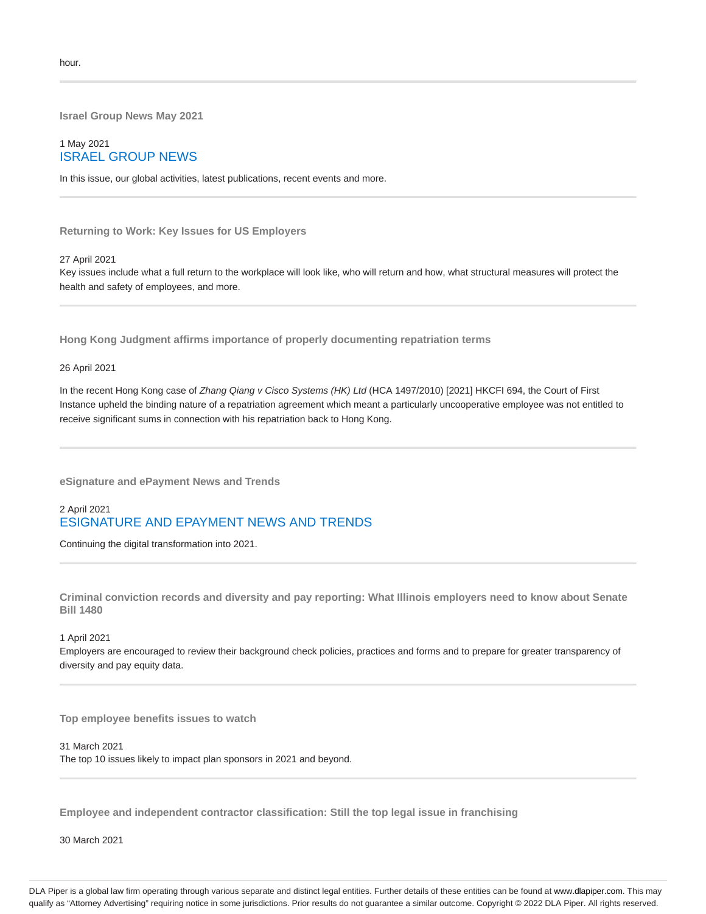hour.

---

**Israel Group News May 2021**

1 May 2021
ISRAEL GROUP NEWS

In this issue, our global activities, latest publications, recent events and more.

---

**Returning to Work: Key Issues for US Employers**

27 April 2021
Key issues include what a full return to the workplace will look like, who will return and how, what structural measures will protect the health and safety of employees, and more.

---

**Hong Kong Judgment affirms importance of properly documenting repatriation terms**

26 April 2021

In the recent Hong Kong case of *Zhang Qiang v Cisco Systems (HK) Ltd* (HCA 1497/2010) [2021] HKCFI 694, the Court of First Instance upheld the binding nature of a repatriation agreement which meant a particularly uncooperative employee was not entitled to receive significant sums in connection with his repatriation back to Hong Kong.

---

**eSignature and ePayment News and Trends**

2 April 2021
ESIGNATURE AND EPAYMENT NEWS AND TRENDS

Continuing the digital transformation into 2021.

---

**Criminal conviction records and diversity and pay reporting: What Illinois employers need to know about Senate Bill 1480**

1 April 2021
Employers are encouraged to review their background check policies, practices and forms and to prepare for greater transparency of diversity and pay equity data.

---

**Top employee benefits issues to watch**

31 March 2021
The top 10 issues likely to impact plan sponsors in 2021 and beyond.

---

**Employee and independent contractor classification: Still the top legal issue in franchising**

30 March 2021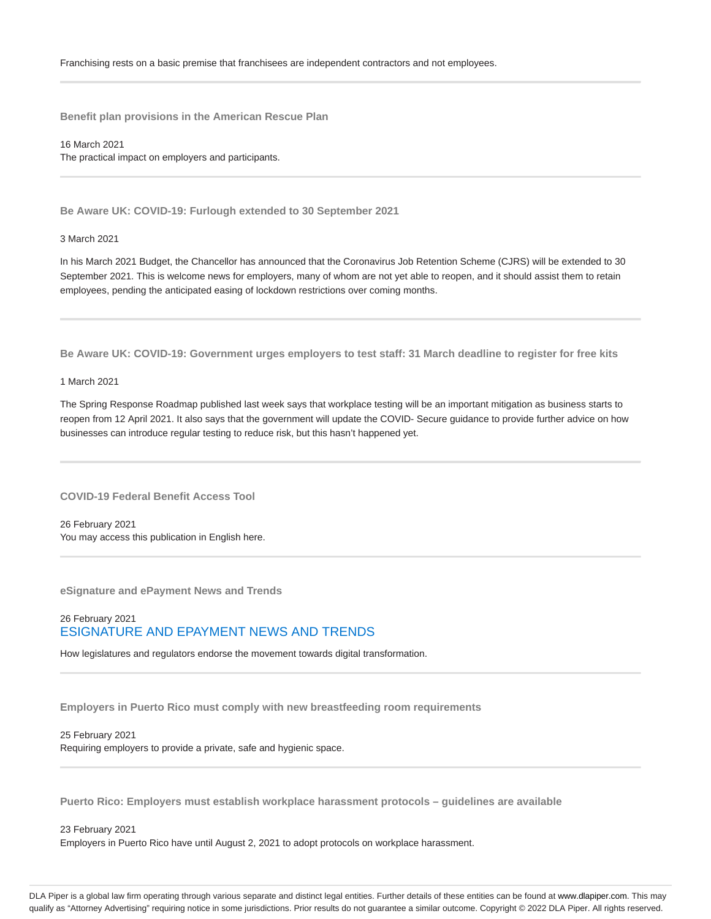Franchising rests on a basic premise that franchisees are independent contractors and not employees.

---

### Benefit plan provisions in the American Rescue Plan

16 March 2021
The practical impact on employers and participants.

---

### Be Aware UK: COVID-19: Furlough extended to 30 September 2021

3 March 2021

In his March 2021 Budget, the Chancellor has announced that the Coronavirus Job Retention Scheme (CJRS) will be extended to 30 September 2021. This is welcome news for employers, many of whom are not yet able to reopen, and it should assist them to retain employees, pending the anticipated easing of lockdown restrictions over coming months.

---

### Be Aware UK: COVID-19: Government urges employers to test staff: 31 March deadline to register for free kits

1 March 2021

The Spring Response Roadmap published last week says that workplace testing will be an important mitigation as business starts to reopen from 12 April 2021. It also says that the government will update the COVID- Secure guidance to provide further advice on how businesses can introduce regular testing to reduce risk, but this hasn't happened yet.

---

### COVID-19 Federal Benefit Access Tool

26 February 2021
You may access this publication in English here.

---

### eSignature and ePayment News and Trends

26 February 2021
ESIGNATURE AND EPAYMENT NEWS AND TRENDS

How legislatures and regulators endorse the movement towards digital transformation.

---

### Employers in Puerto Rico must comply with new breastfeeding room requirements

25 February 2021
Requiring employers to provide a private, safe and hygienic space.

---

### Puerto Rico: Employers must establish workplace harassment protocols – guidelines are available

23 February 2021
Employers in Puerto Rico have until August 2, 2021 to adopt protocols on workplace harassment.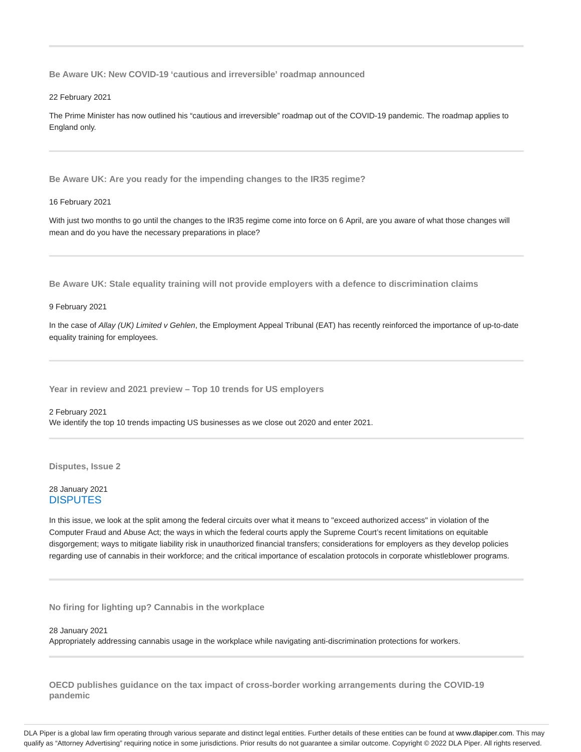**Be Aware UK: New COVID-19 'cautious and irreversible' roadmap announced**

22 February 2021

The Prime Minister has now outlined his "cautious and irreversible" roadmap out of the COVID-19 pandemic. The roadmap applies to England only.

---

**Be Aware UK: Are you ready for the impending changes to the IR35 regime?**

16 February 2021

With just two months to go until the changes to the IR35 regime come into force on 6 April, are you aware of what those changes will mean and do you have the necessary preparations in place?

---

**Be Aware UK: Stale equality training will not provide employers with a defence to discrimination claims**

9 February 2021

In the case of *Allay (UK) Limited v Gehlen*, the Employment Appeal Tribunal (EAT) has recently reinforced the importance of up-to-date equality training for employees.

---

**Year in review and 2021 preview – Top 10 trends for US employers**

2 February 2021

We identify the top 10 trends impacting US businesses as we close out 2020 and enter 2021.

---

**Disputes, Issue 2**

28 January 2021

DISPUTES

In this issue, we look at the split among the federal circuits over what it means to "exceed authorized access" in violation of the Computer Fraud and Abuse Act; the ways in which the federal courts apply the Supreme Court's recent limitations on equitable disgorgement; ways to mitigate liability risk in unauthorized financial transfers; considerations for employers as they develop policies regarding use of cannabis in their workforce; and the critical importance of escalation protocols in corporate whistleblower programs.

---

**No firing for lighting up? Cannabis in the workplace**

28 January 2021

Appropriately addressing cannabis usage in the workplace while navigating anti-discrimination protections for workers.

---

**OECD publishes guidance on the tax impact of cross-border working arrangements during the COVID-19 pandemic**

DLA Piper is a global law firm operating through various separate and distinct legal entities. Further details of these entities can be found at www.dlapiper.com. This may qualify as "Attorney Advertising" requiring notice in some jurisdictions. Prior results do not guarantee a similar outcome. Copyright © 2022 DLA Piper. All rights reserved.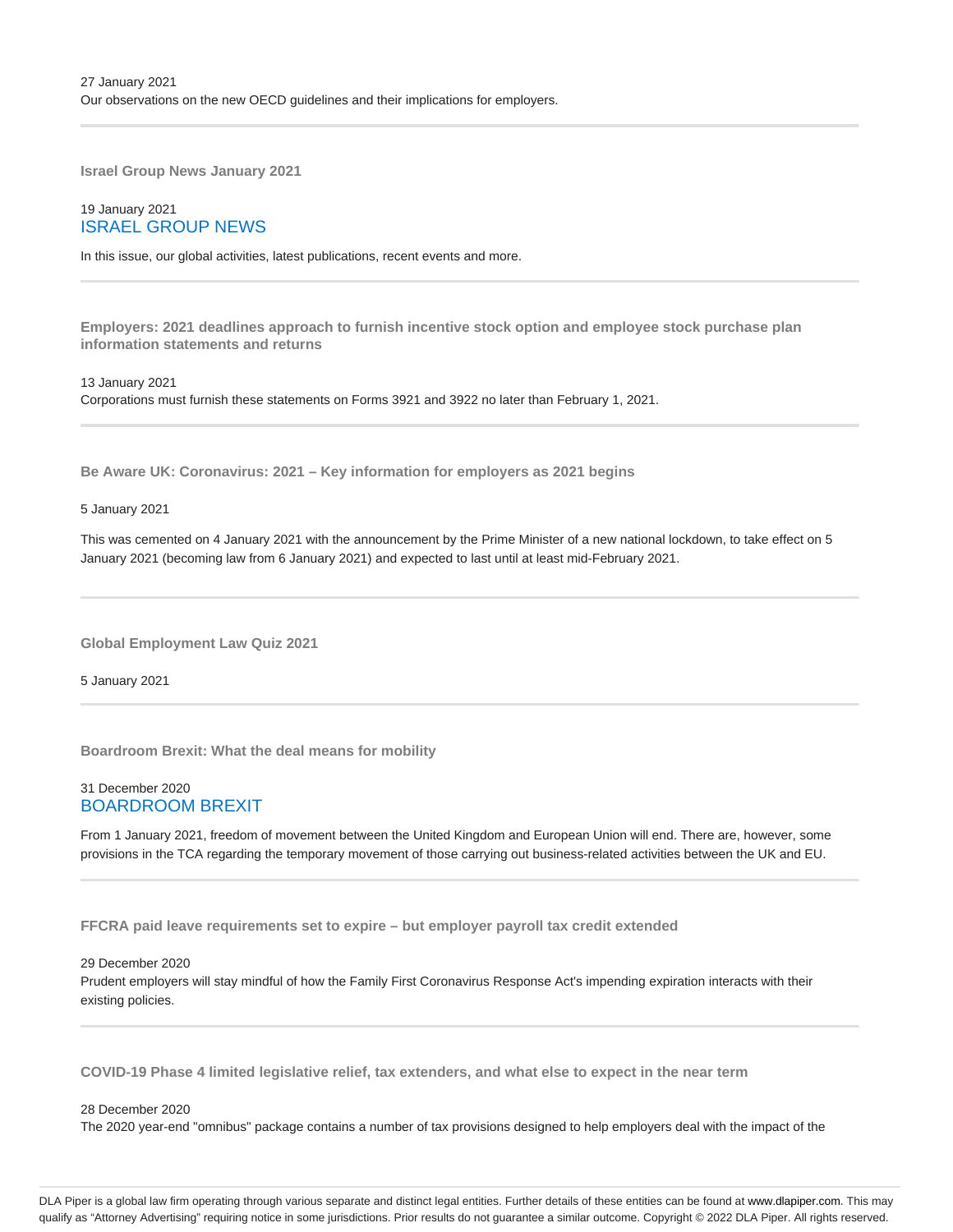27 January 2021
Our observations on the new OECD guidelines and their implications for employers.

---

**Israel Group News January 2021**

19 January 2021
ISRAEL GROUP NEWS

In this issue, our global activities, latest publications, recent events and more.

---

**Employers: 2021 deadlines approach to furnish incentive stock option and employee stock purchase plan information statements and returns**

13 January 2021
Corporations must furnish these statements on Forms 3921 and 3922 no later than February 1, 2021.

---

**Be Aware UK: Coronavirus: 2021 – Key information for employers as 2021 begins**

5 January 2021

This was cemented on 4 January 2021 with the announcement by the Prime Minister of a new national lockdown, to take effect on 5 January 2021 (becoming law from 6 January 2021) and expected to last until at least mid-February 2021.

---

**Global Employment Law Quiz 2021**

5 January 2021

---

**Boardroom Brexit: What the deal means for mobility**

31 December 2020
BOARDROOM BREXIT

From 1 January 2021, freedom of movement between the United Kingdom and European Union will end. There are, however, some provisions in the TCA regarding the temporary movement of those carrying out business-related activities between the UK and EU.

---

**FFCRA paid leave requirements set to expire – but employer payroll tax credit extended**

29 December 2020
Prudent employers will stay mindful of how the Family First Coronavirus Response Act's impending expiration interacts with their existing policies.

---

**COVID-19 Phase 4 limited legislative relief, tax extenders, and what else to expect in the near term**

28 December 2020
The 2020 year-end "omnibus" package contains a number of tax provisions designed to help employers deal with the impact of the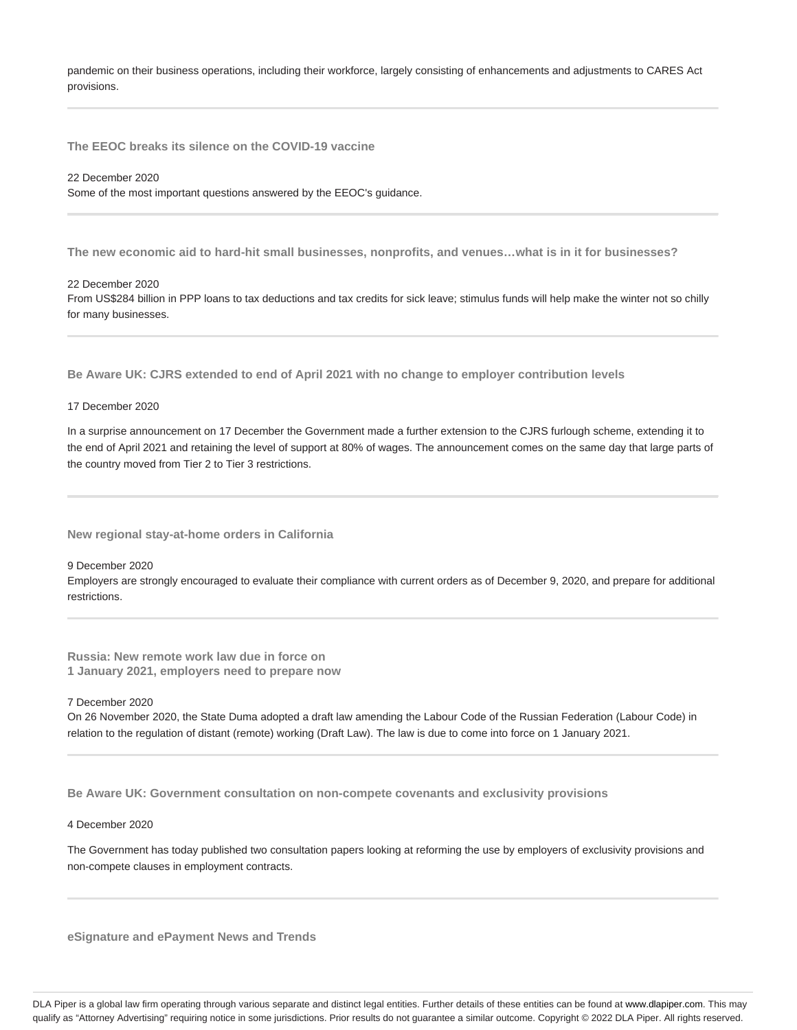pandemic on their business operations, including their workforce, largely consisting of enhancements and adjustments to CARES Act provisions.

---

### The EEOC breaks its silence on the COVID-19 vaccine

22 December 2020
Some of the most important questions answered by the EEOC's guidance.

---

### The new economic aid to hard-hit small businesses, nonprofits, and venues…what is in it for businesses?

22 December 2020
From US$284 billion in PPP loans to tax deductions and tax credits for sick leave; stimulus funds will help make the winter not so chilly for many businesses.

---

### Be Aware UK: CJRS extended to end of April 2021 with no change to employer contribution levels

17 December 2020

In a surprise announcement on 17 December the Government made a further extension to the CJRS furlough scheme, extending it to the end of April 2021 and retaining the level of support at 80% of wages. The announcement comes on the same day that large parts of the country moved from Tier 2 to Tier 3 restrictions.

---

### New regional stay-at-home orders in California

9 December 2020
Employers are strongly encouraged to evaluate their compliance with current orders as of December 9, 2020, and prepare for additional restrictions.

---

### Russia: New remote work law due in force on 1 January 2021, employers need to prepare now

7 December 2020
On 26 November 2020, the State Duma adopted a draft law amending the Labour Code of the Russian Federation (Labour Code) in relation to the regulation of distant (remote) working (Draft Law). The law is due to come into force on 1 January 2021.

---

### Be Aware UK: Government consultation on non-compete covenants and exclusivity provisions

4 December 2020

The Government has today published two consultation papers looking at reforming the use by employers of exclusivity provisions and non-compete clauses in employment contracts.

---

### eSignature and ePayment News and Trends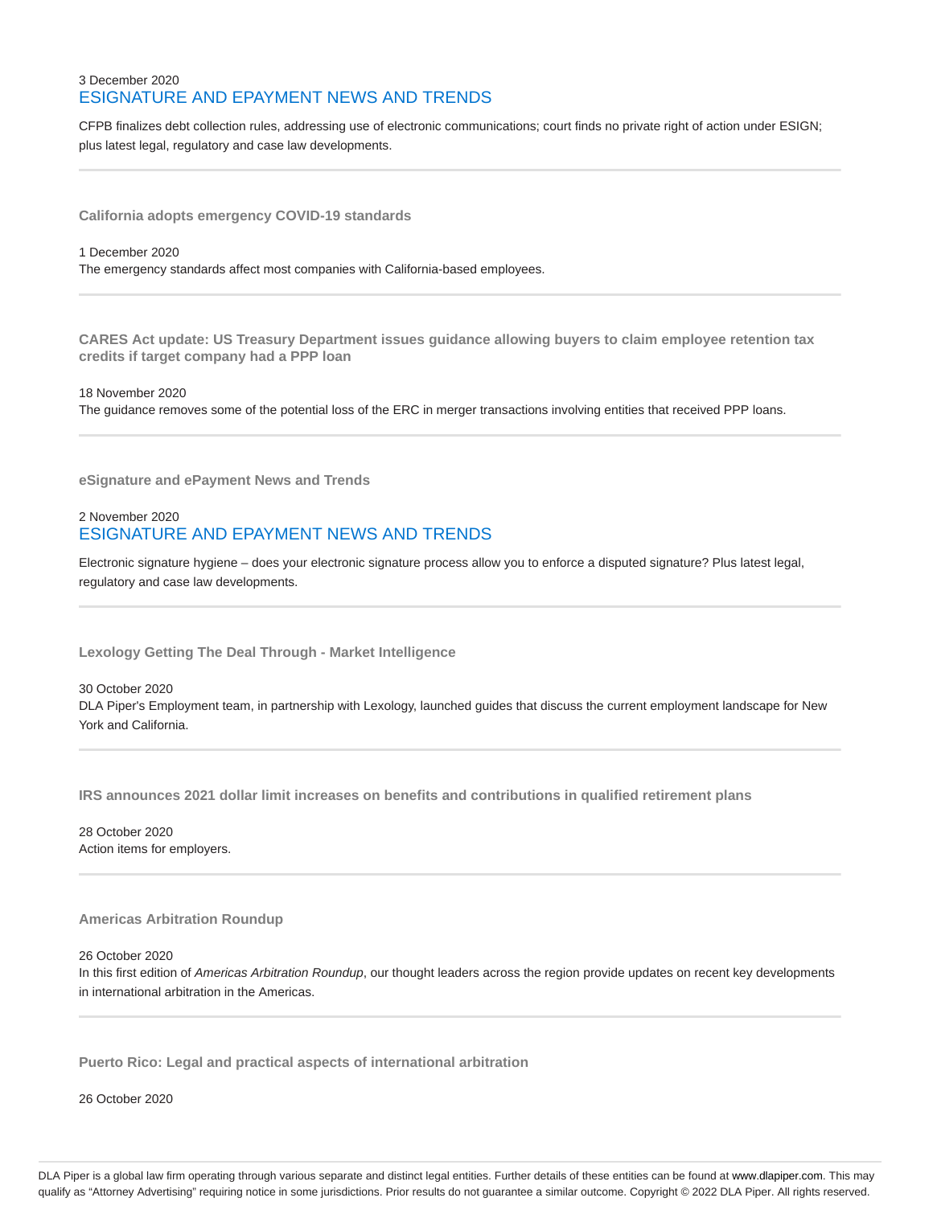3 December 2020

### ESIGNATURE AND EPAYMENT NEWS AND TRENDS

CFPB finalizes debt collection rules, addressing use of electronic communications; court finds no private right of action under ESIGN; plus latest legal, regulatory and case law developments.

---

**California adopts emergency COVID-19 standards**

1 December 2020

The emergency standards affect most companies with California-based employees.

---

**CARES Act update: US Treasury Department issues guidance allowing buyers to claim employee retention tax credits if target company had a PPP loan**

18 November 2020

The guidance removes some of the potential loss of the ERC in merger transactions involving entities that received PPP loans.

---

**eSignature and ePayment News and Trends**

2 November 2020

### ESIGNATURE AND EPAYMENT NEWS AND TRENDS

Electronic signature hygiene – does your electronic signature process allow you to enforce a disputed signature? Plus latest legal, regulatory and case law developments.

---

**Lexology Getting The Deal Through - Market Intelligence**

30 October 2020

DLA Piper's Employment team, in partnership with Lexology, launched guides that discuss the current employment landscape for New York and California.

---

**IRS announces 2021 dollar limit increases on benefits and contributions in qualified retirement plans**

28 October 2020

Action items for employers.

---

**Americas Arbitration Roundup**

26 October 2020

In this first edition of *Americas Arbitration Roundup*, our thought leaders across the region provide updates on recent key developments in international arbitration in the Americas.

---

**Puerto Rico: Legal and practical aspects of international arbitration**

26 October 2020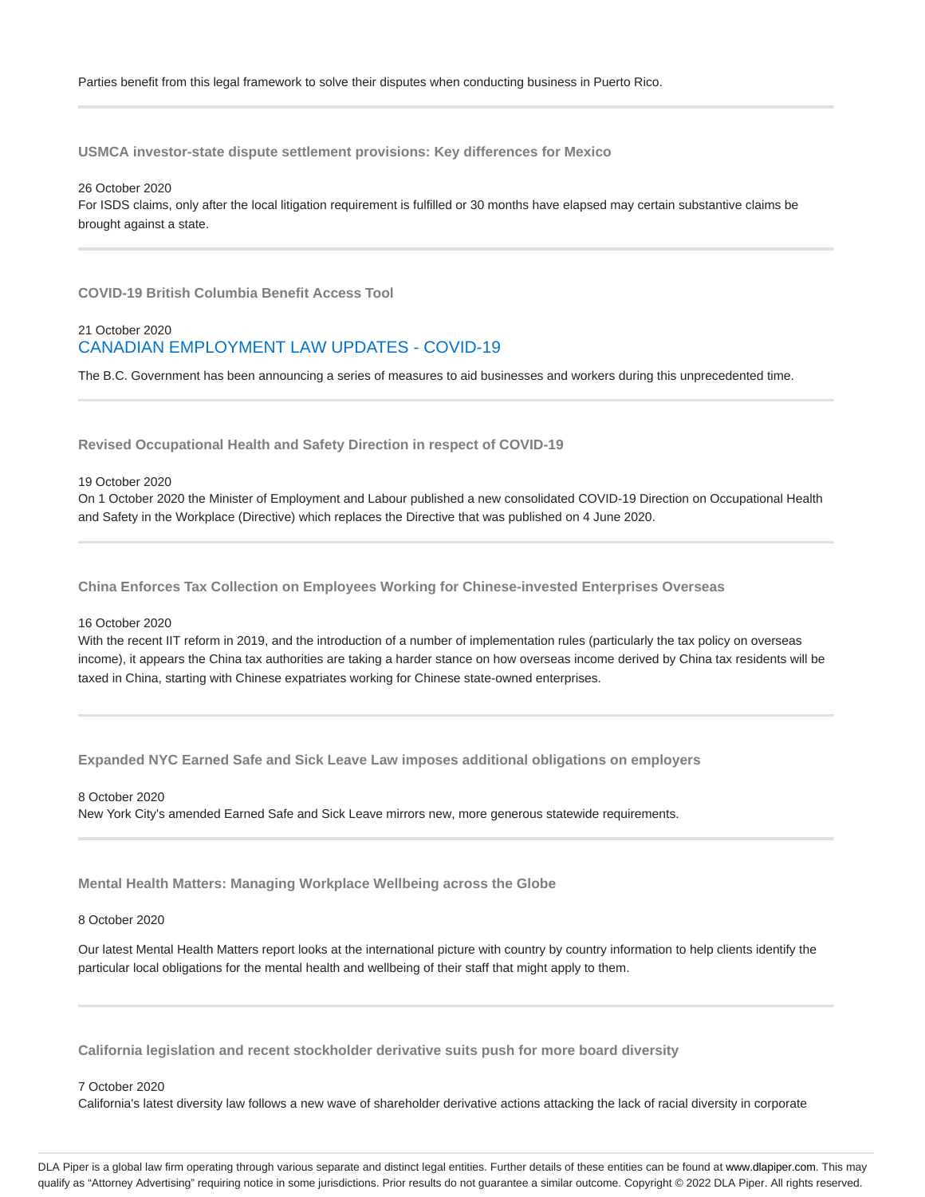Parties benefit from this legal framework to solve their disputes when conducting business in Puerto Rico.

---

### USMCA investor-state dispute settlement provisions: Key differences for Mexico

26 October 2020

For ISDS claims, only after the local litigation requirement is fulfilled or 30 months have elapsed may certain substantive claims be brought against a state.

---

### COVID-19 British Columbia Benefit Access Tool

21 October 2020

CANADIAN EMPLOYMENT LAW UPDATES - COVID-19

The B.C. Government has been announcing a series of measures to aid businesses and workers during this unprecedented time.

---

### Revised Occupational Health and Safety Direction in respect of COVID-19

19 October 2020

On 1 October 2020 the Minister of Employment and Labour published a new consolidated COVID-19 Direction on Occupational Health and Safety in the Workplace (Directive) which replaces the Directive that was published on 4 June 2020.

---

### China Enforces Tax Collection on Employees Working for Chinese-invested Enterprises Overseas

16 October 2020

With the recent IIT reform in 2019, and the introduction of a number of implementation rules (particularly the tax policy on overseas income), it appears the China tax authorities are taking a harder stance on how overseas income derived by China tax residents will be taxed in China, starting with Chinese expatriates working for Chinese state-owned enterprises.

---

### Expanded NYC Earned Safe and Sick Leave Law imposes additional obligations on employers

8 October 2020

New York City's amended Earned Safe and Sick Leave mirrors new, more generous statewide requirements.

---

### Mental Health Matters: Managing Workplace Wellbeing across the Globe

8 October 2020

Our latest Mental Health Matters report looks at the international picture with country by country information to help clients identify the particular local obligations for the mental health and wellbeing of their staff that might apply to them.

---

### California legislation and recent stockholder derivative suits push for more board diversity

7 October 2020

California's latest diversity law follows a new wave of shareholder derivative actions attacking the lack of racial diversity in corporate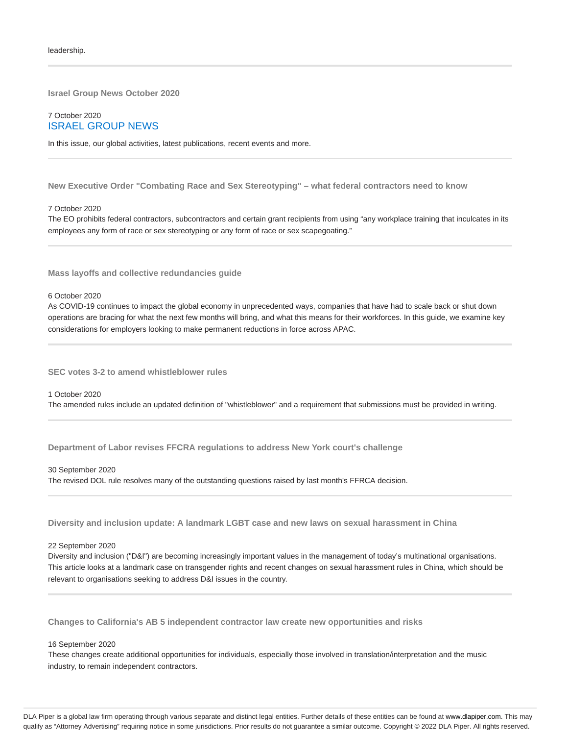leadership.

---

**Israel Group News October 2020**

7 October 2020
ISRAEL GROUP NEWS

In this issue, our global activities, latest publications, recent events and more.

---

**New Executive Order "Combating Race and Sex Stereotyping" – what federal contractors need to know**

7 October 2020
The EO prohibits federal contractors, subcontractors and certain grant recipients from using "any workplace training that inculcates in its employees any form of race or sex stereotyping or any form of race or sex scapegoating."

---

**Mass layoffs and collective redundancies guide**

6 October 2020
As COVID-19 continues to impact the global economy in unprecedented ways, companies that have had to scale back or shut down operations are bracing for what the next few months will bring, and what this means for their workforces. In this guide, we examine key considerations for employers looking to make permanent reductions in force across APAC.

---

**SEC votes 3-2 to amend whistleblower rules**

1 October 2020
The amended rules include an updated definition of "whistleblower" and a requirement that submissions must be provided in writing.

---

**Department of Labor revises FFCRA regulations to address New York court's challenge**

30 September 2020
The revised DOL rule resolves many of the outstanding questions raised by last month's FFRCA decision.

---

**Diversity and inclusion update: A landmark LGBT case and new laws on sexual harassment in China**

22 September 2020
Diversity and inclusion ("D&I") are becoming increasingly important values in the management of today's multinational organisations. This article looks at a landmark case on transgender rights and recent changes on sexual harassment rules in China, which should be relevant to organisations seeking to address D&I issues in the country.

---

**Changes to California's AB 5 independent contractor law create new opportunities and risks**

16 September 2020
These changes create additional opportunities for individuals, especially those involved in translation/interpretation and the music industry, to remain independent contractors.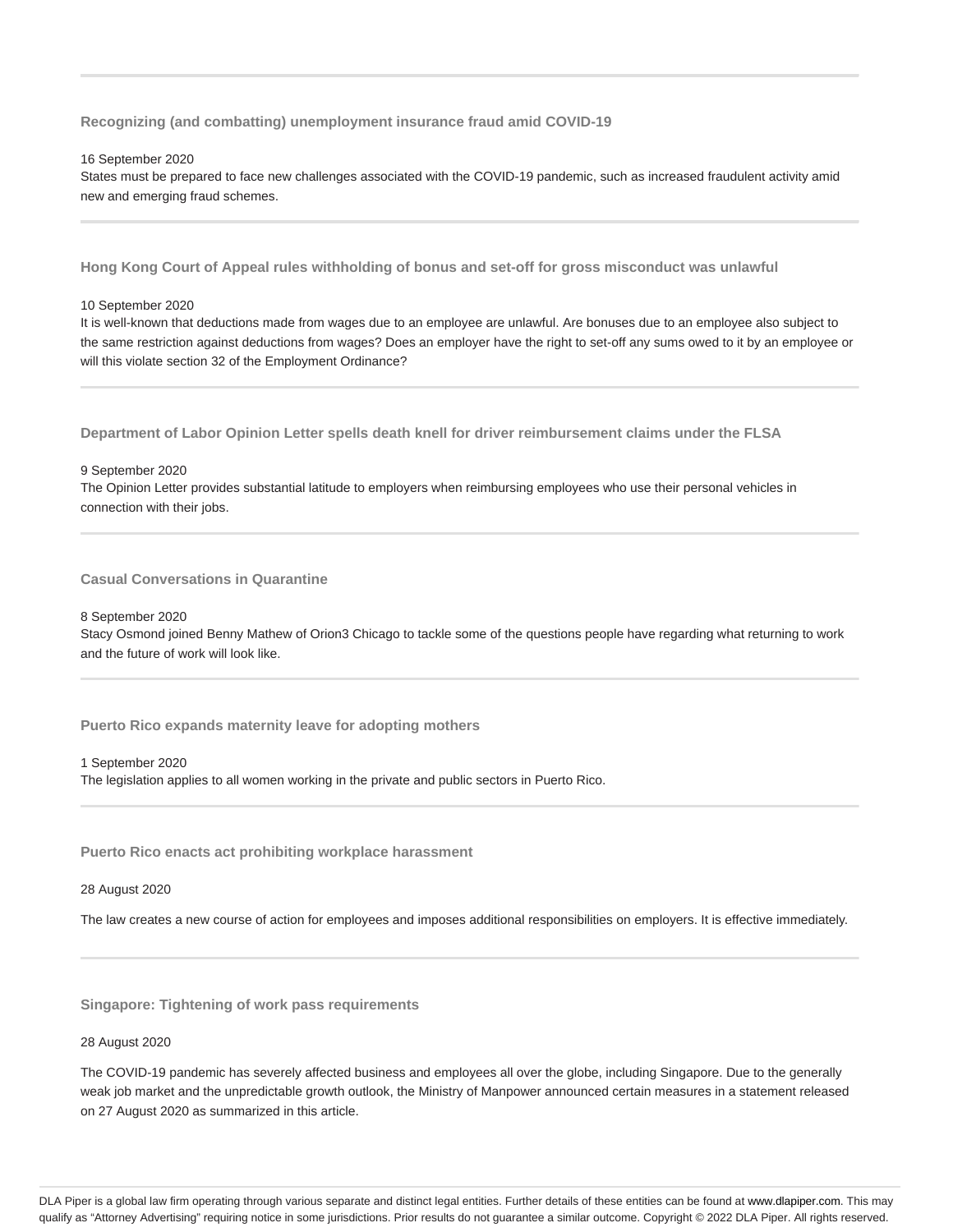### Recognizing (and combatting) unemployment insurance fraud amid COVID-19

16 September 2020
States must be prepared to face new challenges associated with the COVID-19 pandemic, such as increased fraudulent activity amid new and emerging fraud schemes.

---

### Hong Kong Court of Appeal rules withholding of bonus and set-off for gross misconduct was unlawful

10 September 2020
It is well-known that deductions made from wages due to an employee are unlawful. Are bonuses due to an employee also subject to the same restriction against deductions from wages? Does an employer have the right to set-off any sums owed to it by an employee or will this violate section 32 of the Employment Ordinance?

---

### Department of Labor Opinion Letter spells death knell for driver reimbursement claims under the FLSA

9 September 2020
The Opinion Letter provides substantial latitude to employers when reimbursing employees who use their personal vehicles in connection with their jobs.

---

### Casual Conversations in Quarantine

8 September 2020
Stacy Osmond joined Benny Mathew of Orion3 Chicago to tackle some of the questions people have regarding what returning to work and the future of work will look like.

---

### Puerto Rico expands maternity leave for adopting mothers

1 September 2020
The legislation applies to all women working in the private and public sectors in Puerto Rico.

---

### Puerto Rico enacts act prohibiting workplace harassment

28 August 2020

The law creates a new course of action for employees and imposes additional responsibilities on employers. It is effective immediately.

---

### Singapore: Tightening of work pass requirements

28 August 2020

The COVID-19 pandemic has severely affected business and employees all over the globe, including Singapore. Due to the generally weak job market and the unpredictable growth outlook, the Ministry of Manpower announced certain measures in a statement released on 27 August 2020 as summarized in this article.

DLA Piper is a global law firm operating through various separate and distinct legal entities. Further details of these entities can be found at www.dlapiper.com. This may qualify as "Attorney Advertising" requiring notice in some jurisdictions. Prior results do not guarantee a similar outcome. Copyright © 2022 DLA Piper. All rights reserved.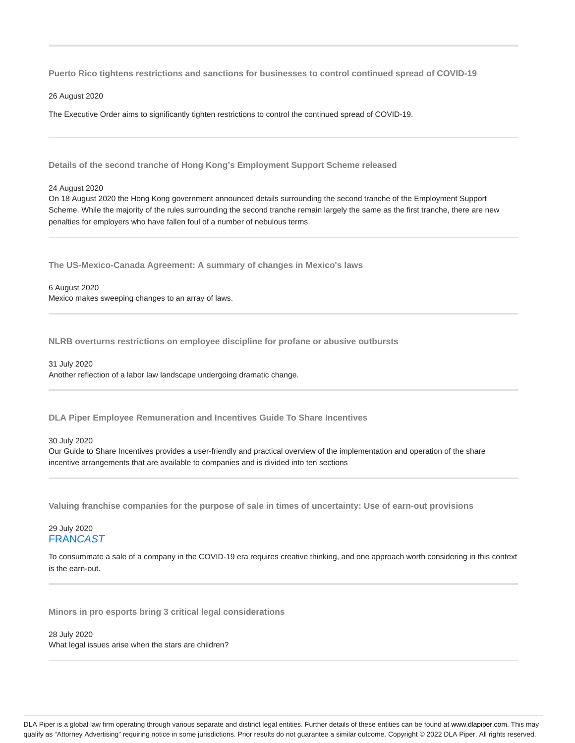### Puerto Rico tightens restrictions and sanctions for businesses to control continued spread of COVID-19

26 August 2020

The Executive Order aims to significantly tighten restrictions to control the continued spread of COVID-19.

### Details of the second tranche of Hong Kong's Employment Support Scheme released

24 August 2020

On 18 August 2020 the Hong Kong government announced details surrounding the second tranche of the Employment Support Scheme. While the majority of the rules surrounding the second tranche remain largely the same as the first tranche, there are new penalties for employers who have fallen foul of a number of nebulous terms.

### The US-Mexico-Canada Agreement: A summary of changes in Mexico's laws

6 August 2020

Mexico makes sweeping changes to an array of laws.

### NLRB overturns restrictions on employee discipline for profane or abusive outbursts

31 July 2020

Another reflection of a labor law landscape undergoing dramatic change.

### DLA Piper Employee Remuneration and Incentives Guide To Share Incentives

30 July 2020

Our Guide to Share Incentives provides a user-friendly and practical overview of the implementation and operation of the share incentive arrangements that are available to companies and is divided into ten sections

### Valuing franchise companies for the purpose of sale in times of uncertainty: Use of earn-out provisions

29 July 2020

FRAN*CAST*

To consummate a sale of a company in the COVID-19 era requires creative thinking, and one approach worth considering in this context is the earn-out.

### Minors in pro esports bring 3 critical legal considerations

28 July 2020

What legal issues arise when the stars are children?

DLA Piper is a global law firm operating through various separate and distinct legal entities. Further details of these entities can be found at www.dlapiper.com. This may qualify as "Attorney Advertising" requiring notice in some jurisdictions. Prior results do not guarantee a similar outcome. Copyright © 2022 DLA Piper. All rights reserved.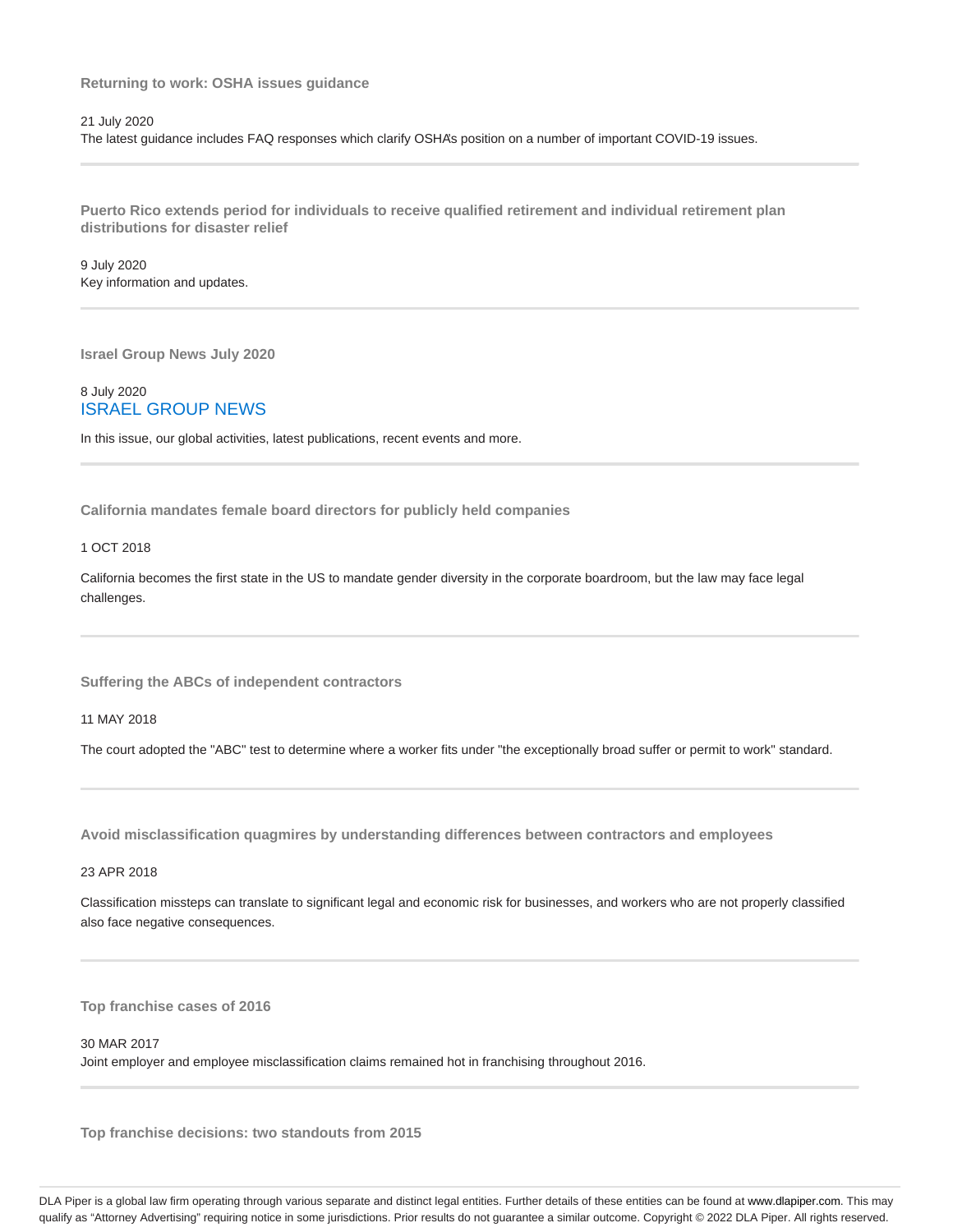### Returning to work: OSHA issues guidance

21 July 2020

The latest guidance includes FAQ responses which clarify OSHA's position on a number of important COVID-19 issues.

---

### Puerto Rico extends period for individuals to receive qualified retirement and individual retirement plan distributions for disaster relief

9 July 2020

Key information and updates.

---

### Israel Group News July 2020

8 July 2020

ISRAEL GROUP NEWS

In this issue, our global activities, latest publications, recent events and more.

---

### California mandates female board directors for publicly held companies

1 OCT 2018

California becomes the first state in the US to mandate gender diversity in the corporate boardroom, but the law may face legal challenges.

---

### Suffering the ABCs of independent contractors

11 MAY 2018

The court adopted the "ABC" test to determine where a worker fits under "the exceptionally broad suffer or permit to work" standard.

---

### Avoid misclassification quagmires by understanding differences between contractors and employees

23 APR 2018

Classification missteps can translate to significant legal and economic risk for businesses, and workers who are not properly classified also face negative consequences.

---

### Top franchise cases of 2016

30 MAR 2017

Joint employer and employee misclassification claims remained hot in franchising throughout 2016.

---

### Top franchise decisions: two standouts from 2015

DLA Piper is a global law firm operating through various separate and distinct legal entities. Further details of these entities can be found at www.dlapiper.com. This may qualify as "Attorney Advertising" requiring notice in some jurisdictions. Prior results do not guarantee a similar outcome. Copyright © 2022 DLA Piper. All rights reserved.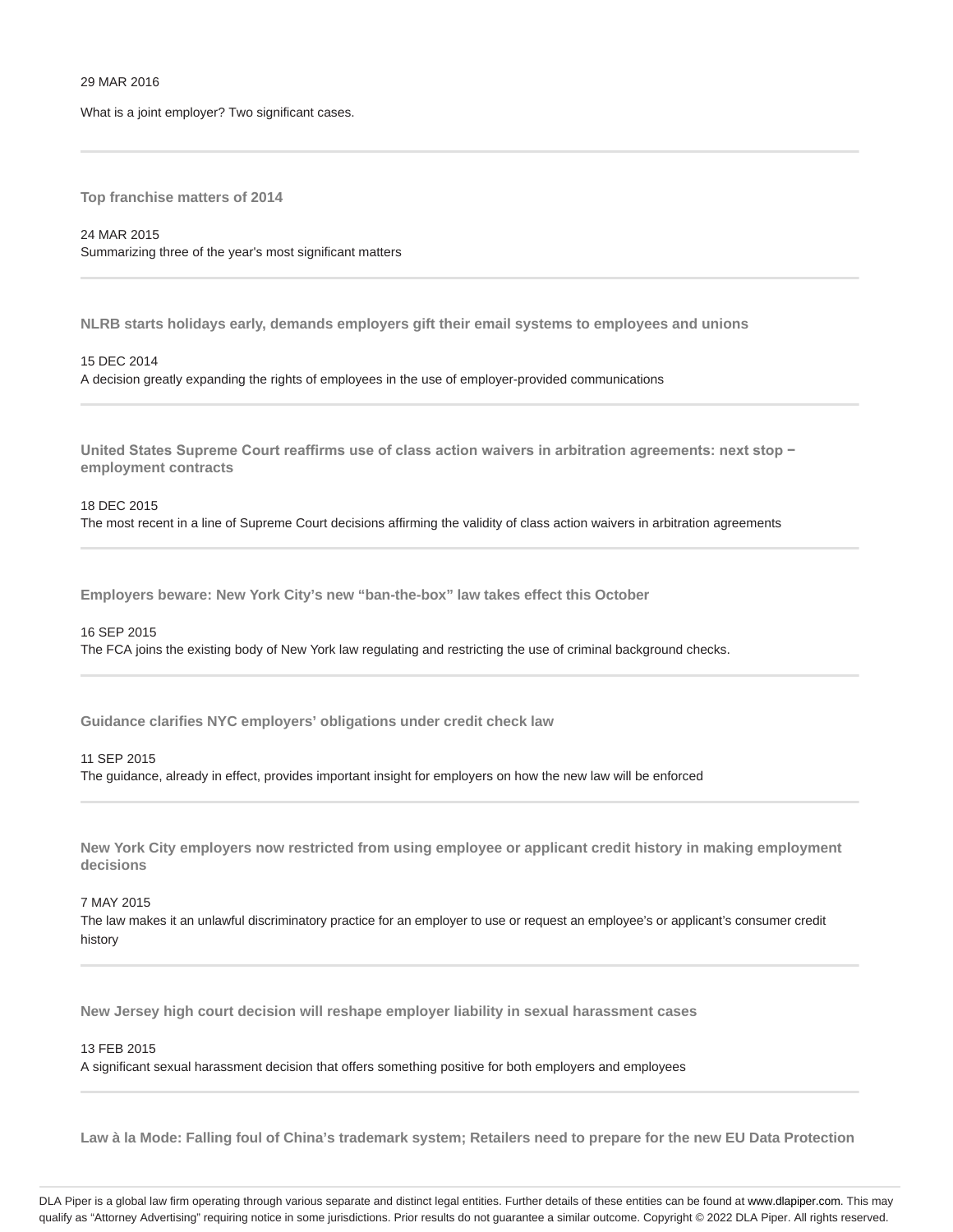29 MAR 2016

What is a joint employer? Two significant cases.

---

**Top franchise matters of 2014**

24 MAR 2015

Summarizing three of the year's most significant matters

---

**NLRB starts holidays early, demands employers gift their email systems to employees and unions**

15 DEC 2014

A decision greatly expanding the rights of employees in the use of employer-provided communications

---

**United States Supreme Court reaffirms use of class action waivers in arbitration agreements: next stop – employment contracts**

18 DEC 2015

The most recent in a line of Supreme Court decisions affirming the validity of class action waivers in arbitration agreements

---

**Employers beware: New York City's new "ban-the-box" law takes effect this October**

16 SEP 2015

The FCA joins the existing body of New York law regulating and restricting the use of criminal background checks.

---

**Guidance clarifies NYC employers' obligations under credit check law**

11 SEP 2015

The guidance, already in effect, provides important insight for employers on how the new law will be enforced

---

**New York City employers now restricted from using employee or applicant credit history in making employment decisions**

7 MAY 2015

The law makes it an unlawful discriminatory practice for an employer to use or request an employee's or applicant's consumer credit history

---

**New Jersey high court decision will reshape employer liability in sexual harassment cases**

13 FEB 2015

A significant sexual harassment decision that offers something positive for both employers and employees

---

**Law à la Mode: Falling foul of China's trademark system; Retailers need to prepare for the new EU Data Protection**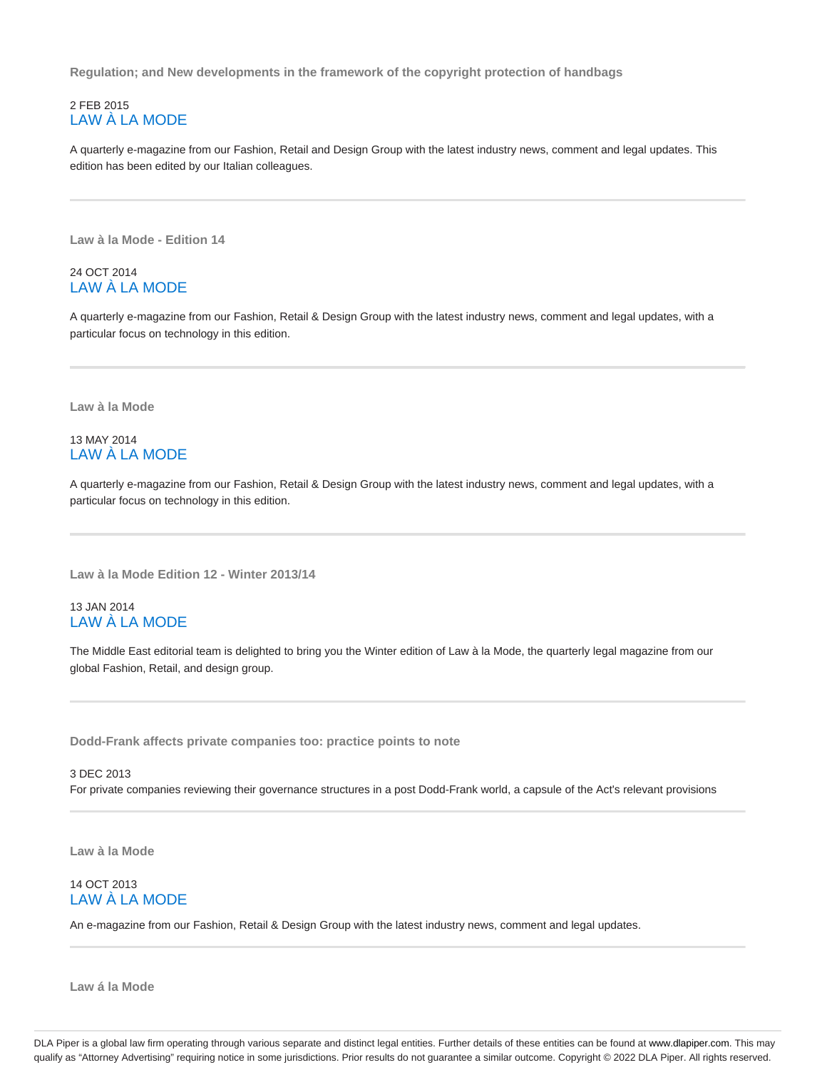**Regulation; and New developments in the framework of the copyright protection of handbags**

2 FEB 2015
LAW À LA MODE

A quarterly e-magazine from our Fashion, Retail and Design Group with the latest industry news, comment and legal updates. This edition has been edited by our Italian colleagues.

---

**Law à la Mode - Edition 14**

24 OCT 2014
LAW À LA MODE

A quarterly e-magazine from our Fashion, Retail & Design Group with the latest industry news, comment and legal updates, with a particular focus on technology in this edition.

---

**Law à la Mode**

13 MAY 2014
LAW À LA MODE

A quarterly e-magazine from our Fashion, Retail & Design Group with the latest industry news, comment and legal updates, with a particular focus on technology in this edition.

---

**Law à la Mode Edition 12 - Winter 2013/14**

13 JAN 2014
LAW À LA MODE

The Middle East editorial team is delighted to bring you the Winter edition of Law à la Mode, the quarterly legal magazine from our global Fashion, Retail, and design group.

---

**Dodd-Frank affects private companies too: practice points to note**

3 DEC 2013
For private companies reviewing their governance structures in a post Dodd-Frank world, a capsule of the Act's relevant provisions

---

**Law à la Mode**

14 OCT 2013
LAW À LA MODE

An e-magazine from our Fashion, Retail & Design Group with the latest industry news, comment and legal updates.

---

**Law á la Mode**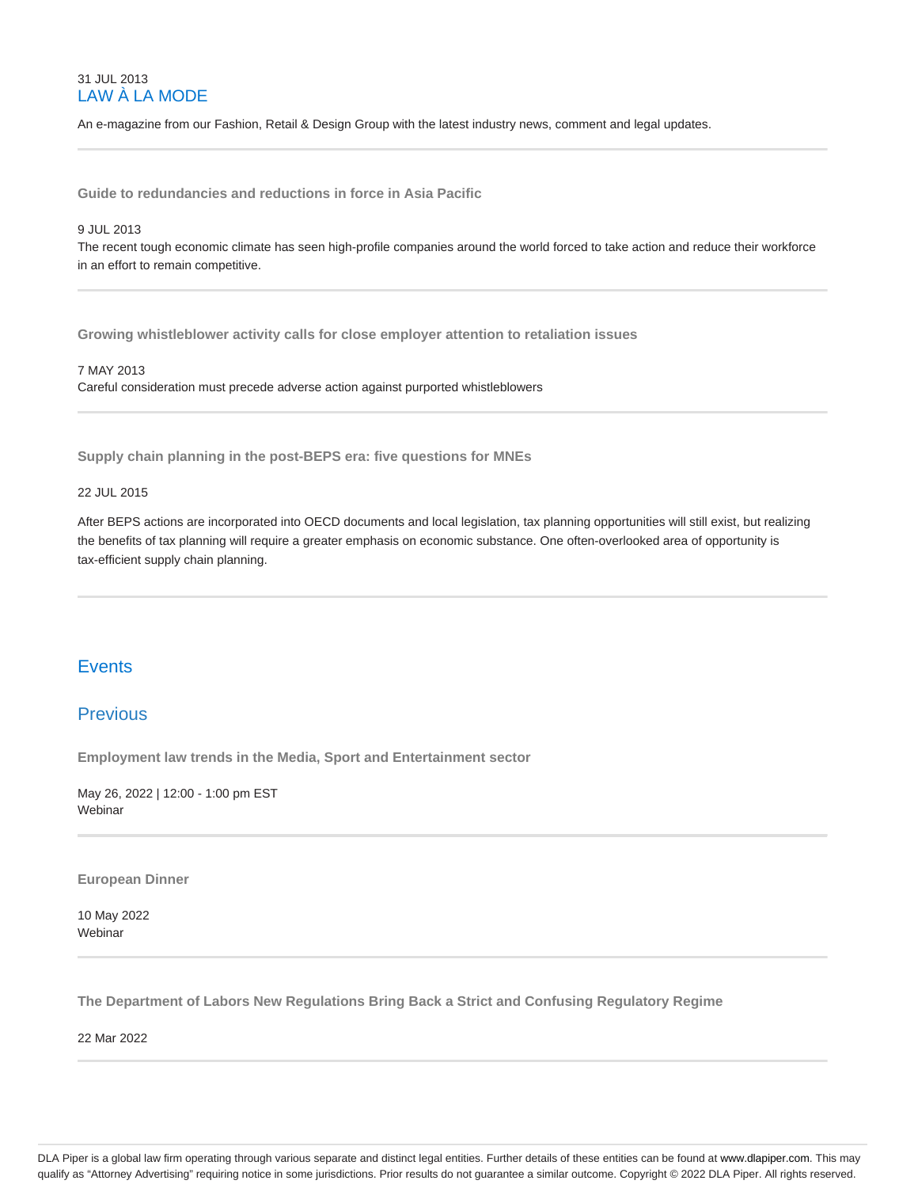31 JUL 2013

LAW À LA MODE

An e-magazine from our Fashion, Retail & Design Group with the latest industry news, comment and legal updates.

---

**Guide to redundancies and reductions in force in Asia Pacific**

9 JUL 2013

The recent tough economic climate has seen high-profile companies around the world forced to take action and reduce their workforce in an effort to remain competitive.

---

**Growing whistleblower activity calls for close employer attention to retaliation issues**

7 MAY 2013

Careful consideration must precede adverse action against purported whistleblowers

---

**Supply chain planning in the post-BEPS era: five questions for MNEs**

22 JUL 2015

After BEPS actions are incorporated into OECD documents and local legislation, tax planning opportunities will still exist, but realizing the benefits of tax planning will require a greater emphasis on economic substance. One often-overlooked area of opportunity is tax-efficient supply chain planning.

---

## Events

## Previous

**Employment law trends in the Media, Sport and Entertainment sector**

May 26, 2022 | 12:00 - 1:00 pm EST

Webinar

---

**European Dinner**

10 May 2022

Webinar

---

**The Department of Labors New Regulations Bring Back a Strict and Confusing Regulatory Regime**

22 Mar 2022

---

DLA Piper is a global law firm operating through various separate and distinct legal entities. Further details of these entities can be found at www.dlapiper.com. This may qualify as "Attorney Advertising" requiring notice in some jurisdictions. Prior results do not guarantee a similar outcome. Copyright © 2022 DLA Piper. All rights reserved.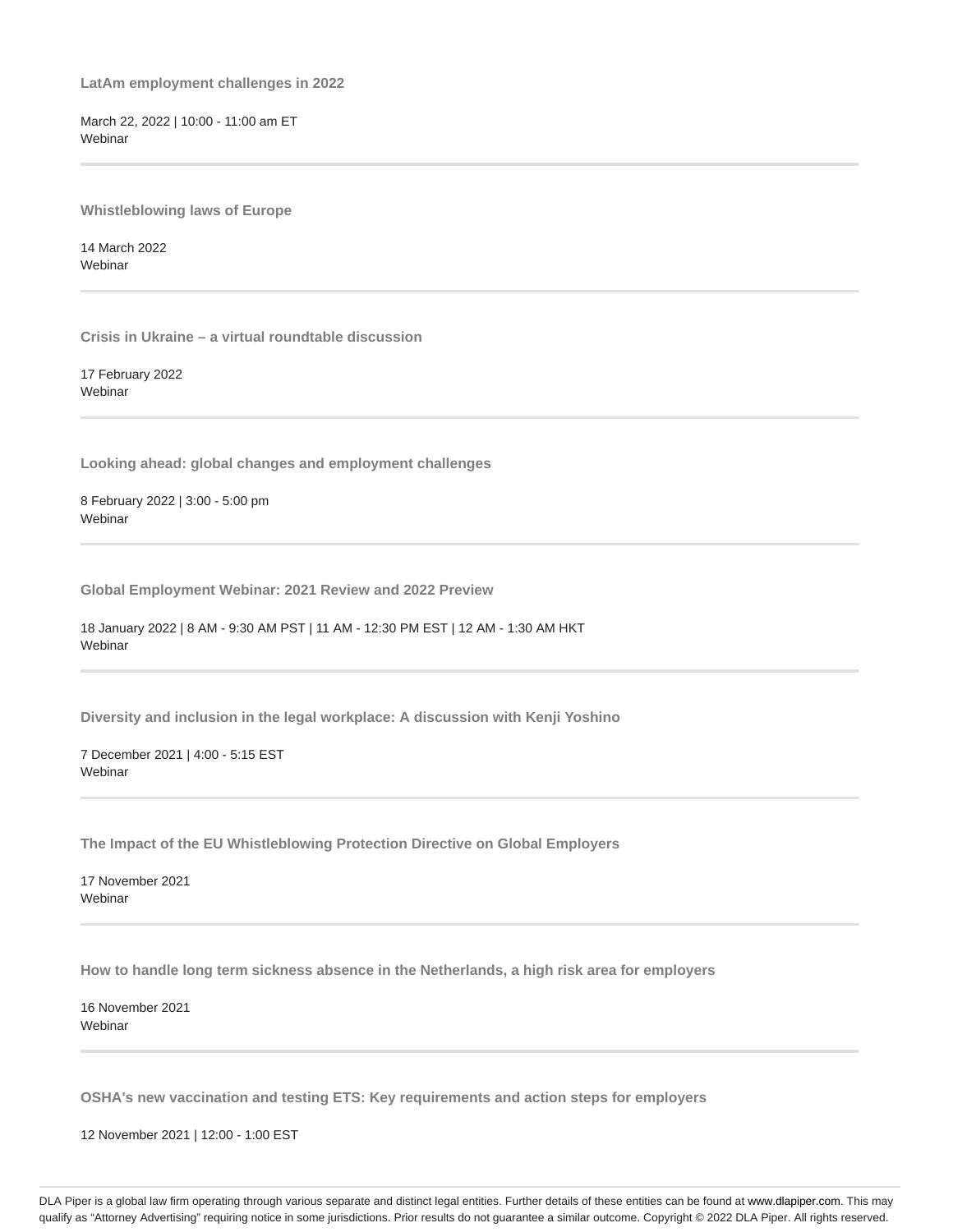**LatAm employment challenges in 2022**

March 22, 2022 | 10:00 - 11:00 am ET
Webinar

---

**Whistleblowing laws of Europe**

14 March 2022
Webinar

---

**Crisis in Ukraine – a virtual roundtable discussion**

17 February 2022
Webinar

---

**Looking ahead: global changes and employment challenges**

8 February 2022 | 3:00 - 5:00 pm
Webinar

---

**Global Employment Webinar: 2021 Review and 2022 Preview**

18 January 2022 | 8 AM - 9:30 AM PST | 11 AM - 12:30 PM EST | 12 AM - 1:30 AM HKT
Webinar

---

**Diversity and inclusion in the legal workplace: A discussion with Kenji Yoshino**

7 December 2021 | 4:00 - 5:15 EST
Webinar

---

**The Impact of the EU Whistleblowing Protection Directive on Global Employers**

17 November 2021
Webinar

---

**How to handle long term sickness absence in the Netherlands, a high risk area for employers**

16 November 2021
Webinar

---

**OSHA's new vaccination and testing ETS: Key requirements and action steps for employers**

12 November 2021 | 12:00 - 1:00 EST

DLA Piper is a global law firm operating through various separate and distinct legal entities. Further details of these entities can be found at www.dlapiper.com. This may qualify as "Attorney Advertising" requiring notice in some jurisdictions. Prior results do not guarantee a similar outcome. Copyright © 2022 DLA Piper. All rights reserved.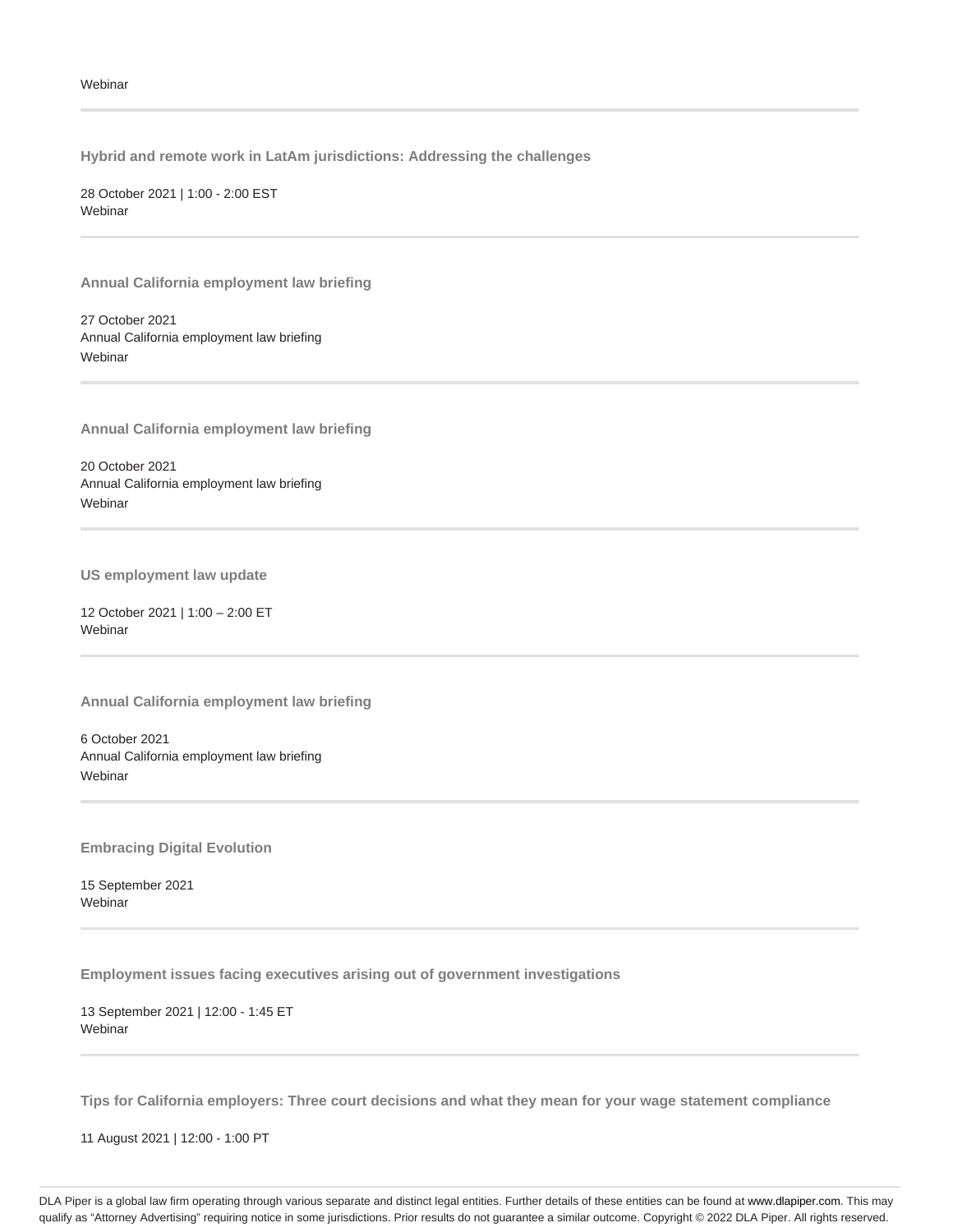Webinar

---

**Hybrid and remote work in LatAm jurisdictions: Addressing the challenges**

28 October 2021 | 1:00 - 2:00 EST
Webinar

---

**Annual California employment law briefing**

27 October 2021
Annual California employment law briefing
Webinar

---

**Annual California employment law briefing**

20 October 2021
Annual California employment law briefing
Webinar

---

**US employment law update**

12 October 2021 | 1:00 – 2:00 ET
Webinar

---

**Annual California employment law briefing**

6 October 2021
Annual California employment law briefing
Webinar

---

**Embracing Digital Evolution**

15 September 2021
Webinar

---

**Employment issues facing executives arising out of government investigations**

13 September 2021 | 12:00 - 1:45 ET
Webinar

---

**Tips for California employers: Three court decisions and what they mean for your wage statement compliance**

11 August 2021 | 12:00 - 1:00 PT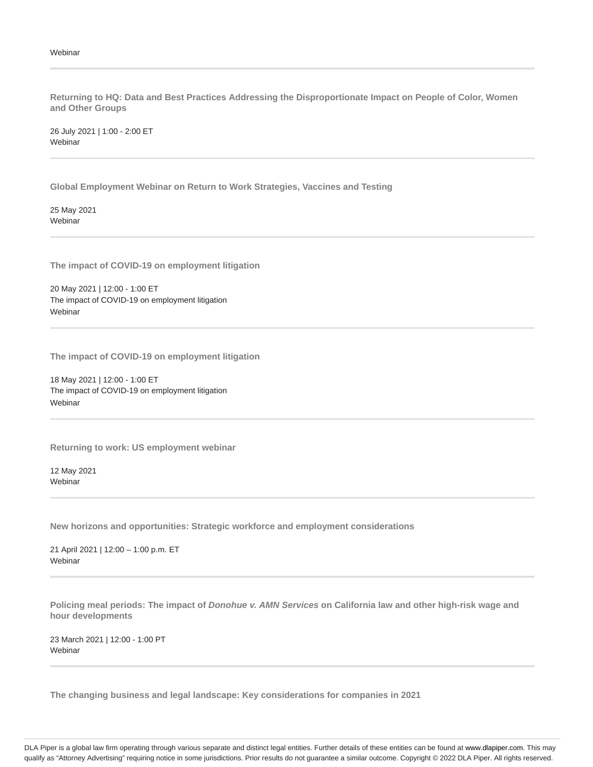Webinar

---

**Returning to HQ: Data and Best Practices Addressing the Disproportionate Impact on People of Color, Women and Other Groups**

26 July 2021 | 1:00 - 2:00 ET
Webinar

---

**Global Employment Webinar on Return to Work Strategies, Vaccines and Testing**

25 May 2021
Webinar

---

**The impact of COVID-19 on employment litigation**

20 May 2021 | 12:00 - 1:00 ET
The impact of COVID-19 on employment litigation
Webinar

---

**The impact of COVID-19 on employment litigation**

18 May 2021 | 12:00 - 1:00 ET
The impact of COVID-19 on employment litigation
Webinar

---

**Returning to work: US employment webinar**

12 May 2021
Webinar

---

**New horizons and opportunities: Strategic workforce and employment considerations**

21 April 2021 | 12:00 – 1:00 p.m. ET
Webinar

---

**Policing meal periods: The impact of *Donohue v. AMN Services* on California law and other high-risk wage and hour developments**

23 March 2021 | 12:00 - 1:00 PT
Webinar

---

**The changing business and legal landscape: Key considerations for companies in 2021**

DLA Piper is a global law firm operating through various separate and distinct legal entities. Further details of these entities can be found at www.dlapiper.com. This may qualify as "Attorney Advertising" requiring notice in some jurisdictions. Prior results do not guarantee a similar outcome. Copyright © 2022 DLA Piper. All rights reserved.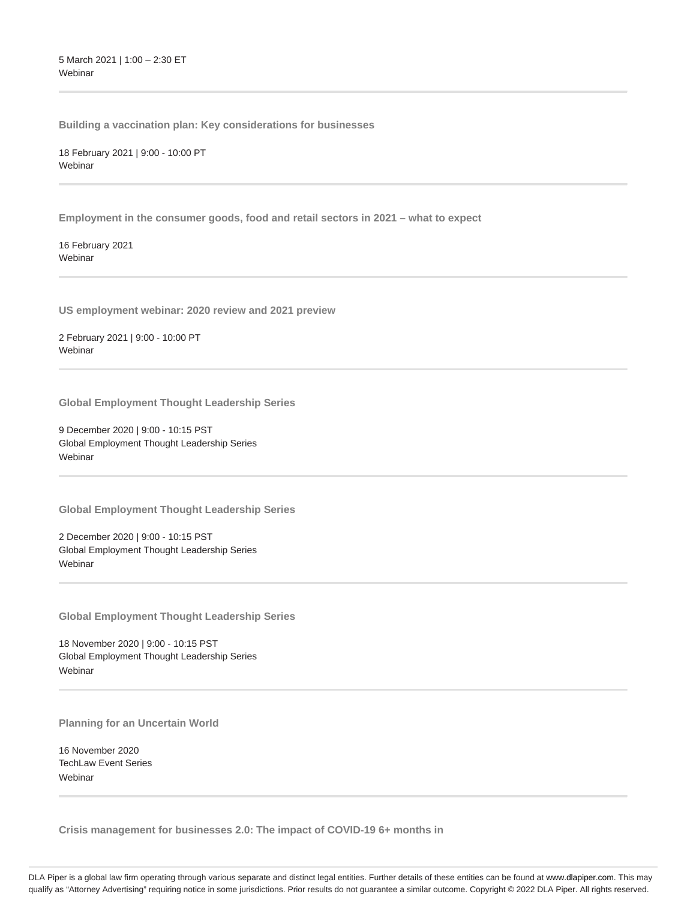5 March 2021 | 1:00 – 2:30 ET
Webinar

---

**Building a vaccination plan: Key considerations for businesses**

18 February 2021 | 9:00 - 10:00 PT
Webinar

---

**Employment in the consumer goods, food and retail sectors in 2021 – what to expect**

16 February 2021
Webinar

---

**US employment webinar: 2020 review and 2021 preview**

2 February 2021 | 9:00 - 10:00 PT
Webinar

---

**Global Employment Thought Leadership Series**

9 December 2020 | 9:00 - 10:15 PST
Global Employment Thought Leadership Series
Webinar

---

**Global Employment Thought Leadership Series**

2 December 2020 | 9:00 - 10:15 PST
Global Employment Thought Leadership Series
Webinar

---

**Global Employment Thought Leadership Series**

18 November 2020 | 9:00 - 10:15 PST
Global Employment Thought Leadership Series
Webinar

---

**Planning for an Uncertain World**

16 November 2020
TechLaw Event Series
Webinar

---

**Crisis management for businesses 2.0: The impact of COVID-19 6+ months in**

DLA Piper is a global law firm operating through various separate and distinct legal entities. Further details of these entities can be found at www.dlapiper.com. This may qualify as "Attorney Advertising" requiring notice in some jurisdictions. Prior results do not guarantee a similar outcome. Copyright © 2022 DLA Piper. All rights reserved.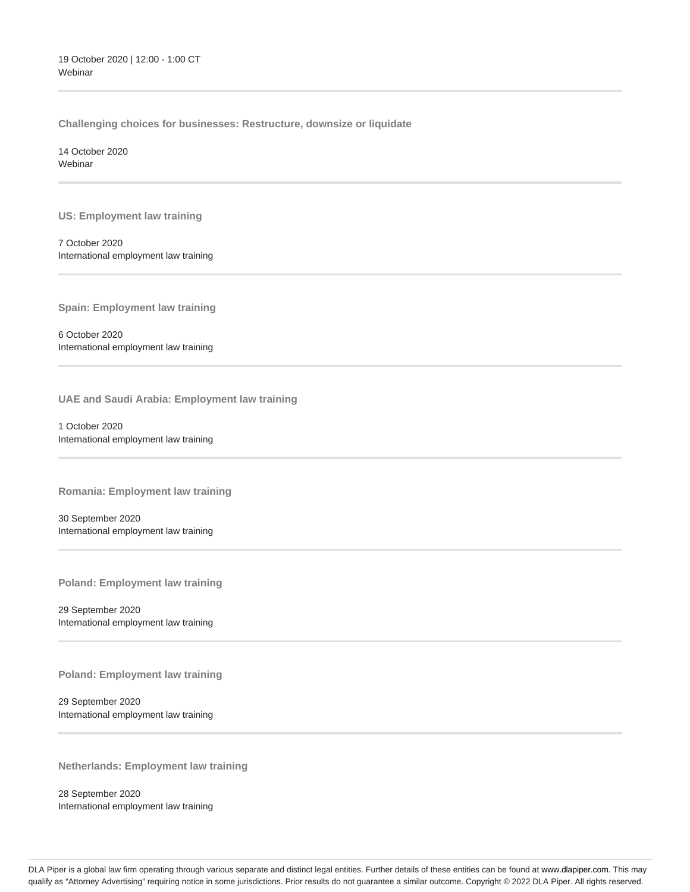19 October 2020 | 12:00 - 1:00 CT
Webinar

---

**Challenging choices for businesses: Restructure, downsize or liquidate**

14 October 2020
Webinar

---

**US: Employment law training**

7 October 2020
International employment law training

---

**Spain: Employment law training**

6 October 2020
International employment law training

---

**UAE and Saudi Arabia: Employment law training**

1 October 2020
International employment law training

---

**Romania: Employment law training**

30 September 2020
International employment law training

---

**Poland: Employment law training**

29 September 2020
International employment law training

---

**Poland: Employment law training**

29 September 2020
International employment law training

---

**Netherlands: Employment law training**

28 September 2020
International employment law training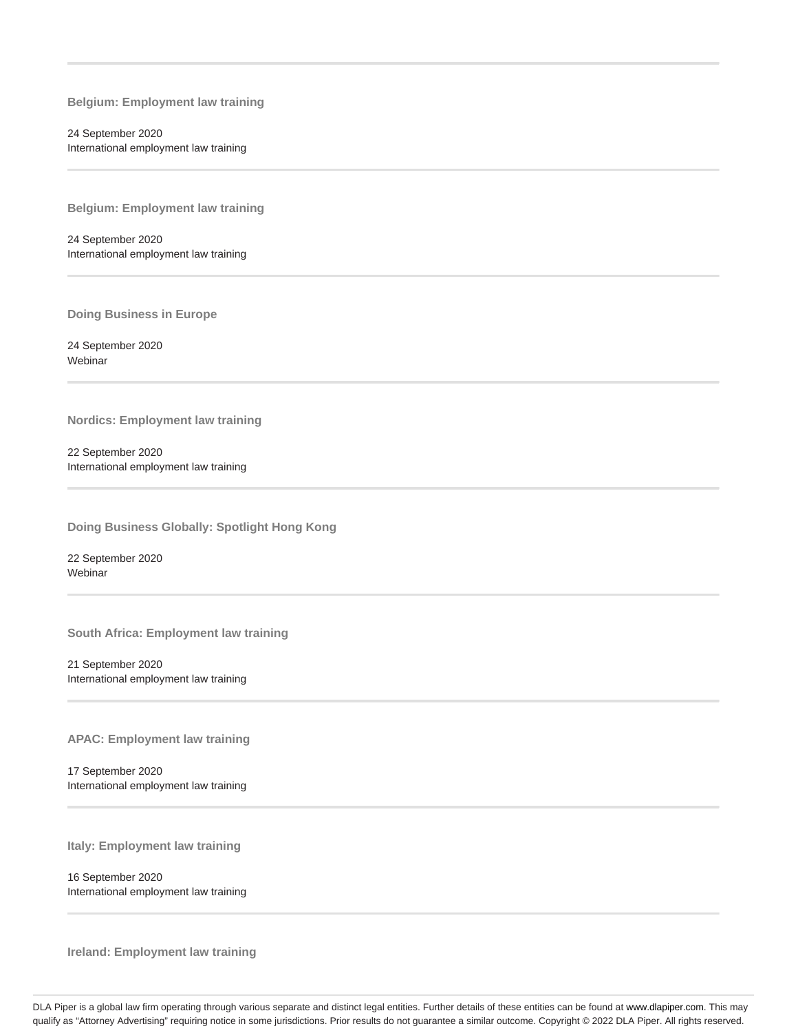**Belgium: Employment law training**

24 September 2020
International employment law training

**Belgium: Employment law training**

24 September 2020
International employment law training

**Doing Business in Europe**

24 September 2020
Webinar

**Nordics: Employment law training**

22 September 2020
International employment law training

**Doing Business Globally: Spotlight Hong Kong**

22 September 2020
Webinar

**South Africa: Employment law training**

21 September 2020
International employment law training

**APAC: Employment law training**

17 September 2020
International employment law training

**Italy: Employment law training**

16 September 2020
International employment law training

**Ireland: Employment law training**

DLA Piper is a global law firm operating through various separate and distinct legal entities. Further details of these entities can be found at www.dlapiper.com. This may qualify as "Attorney Advertising" requiring notice in some jurisdictions. Prior results do not guarantee a similar outcome. Copyright © 2022 DLA Piper. All rights reserved.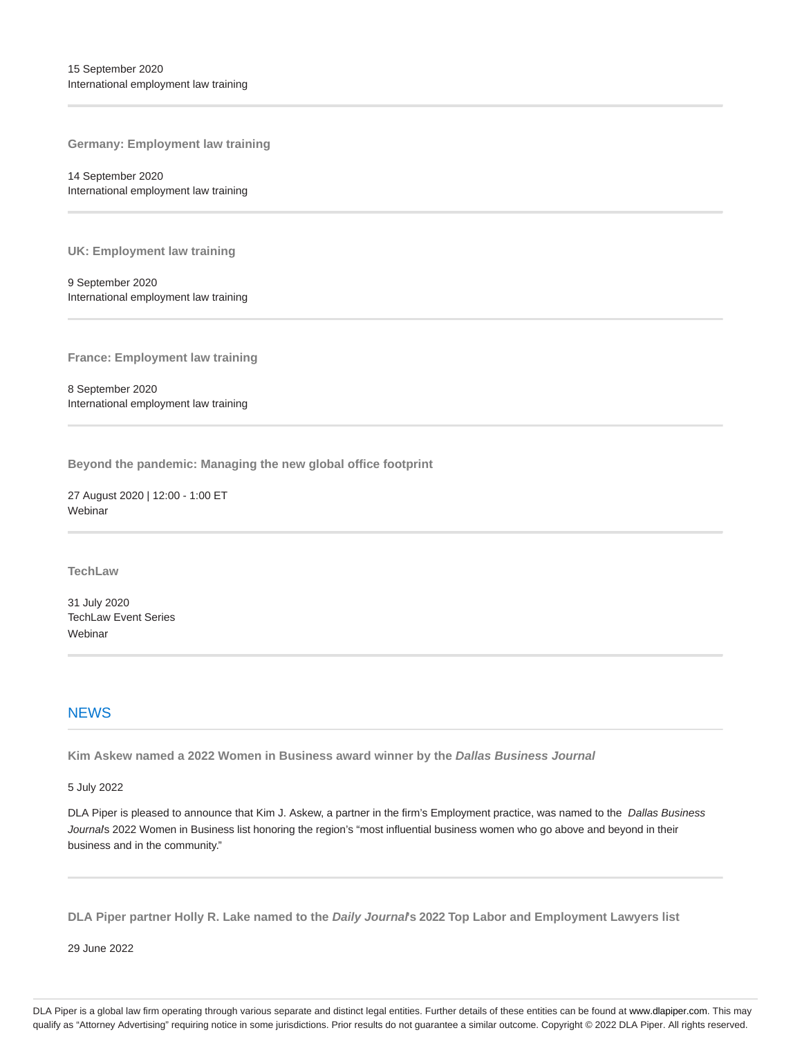15 September 2020
International employment law training

---

**Germany: Employment law training**

14 September 2020
International employment law training

---

**UK: Employment law training**

9 September 2020
International employment law training

---

**France: Employment law training**

8 September 2020
International employment law training

---

**Beyond the pandemic: Managing the new global office footprint**

27 August 2020 | 12:00 - 1:00 ET
Webinar

---

**TechLaw**

31 July 2020
TechLaw Event Series
Webinar

---

## NEWS

**Kim Askew named a 2022 Women in Business award winner by the *Dallas Business Journal***

5 July 2022

DLA Piper is pleased to announce that Kim J. Askew, a partner in the firm's Employment practice, was named to the *Dallas Business Journal*'s 2022 Women in Business list honoring the region's "most influential business women who go above and beyond in their business and in the community."

---

**DLA Piper partner Holly R. Lake named to the *Daily Journal*'s 2022 Top Labor and Employment Lawyers list**

29 June 2022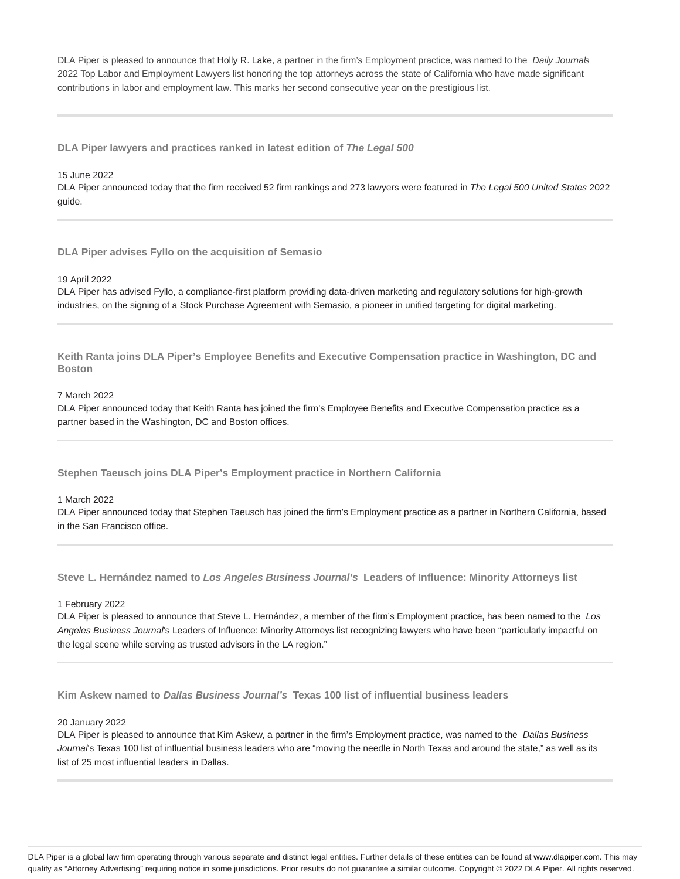DLA Piper is pleased to announce that Holly R. Lake, a partner in the firm's Employment practice, was named to the *Daily Journal*'s 2022 Top Labor and Employment Lawyers list honoring the top attorneys across the state of California who have made significant contributions in labor and employment law. This marks her second consecutive year on the prestigious list.

---

**DLA Piper lawyers and practices ranked in latest edition of *The Legal 500***

15 June 2022
DLA Piper announced today that the firm received 52 firm rankings and 273 lawyers were featured in *The Legal 500 United States* 2022 guide.

---

**DLA Piper advises Fyllo on the acquisition of Semasio**

19 April 2022
DLA Piper has advised Fyllo, a compliance-first platform providing data-driven marketing and regulatory solutions for high-growth industries, on the signing of a Stock Purchase Agreement with Semasio, a pioneer in unified targeting for digital marketing.

---

**Keith Ranta joins DLA Piper's Employee Benefits and Executive Compensation practice in Washington, DC and Boston**

7 March 2022
DLA Piper announced today that Keith Ranta has joined the firm's Employee Benefits and Executive Compensation practice as a partner based in the Washington, DC and Boston offices.

---

**Stephen Taeusch joins DLA Piper's Employment practice in Northern California**

1 March 2022
DLA Piper announced today that Stephen Taeusch has joined the firm's Employment practice as a partner in Northern California, based in the San Francisco office.

---

**Steve L. Hernández named to *Los Angeles Business Journal's* Leaders of Influence: Minority Attorneys list**

1 February 2022
DLA Piper is pleased to announce that Steve L. Hernández, a member of the firm's Employment practice, has been named to the *Los Angeles Business Journal*'s Leaders of Influence: Minority Attorneys list recognizing lawyers who have been "particularly impactful on the legal scene while serving as trusted advisors in the LA region."

---

**Kim Askew named to *Dallas Business Journal's* Texas 100 list of influential business leaders**

20 January 2022
DLA Piper is pleased to announce that Kim Askew, a partner in the firm's Employment practice, was named to the *Dallas Business Journal*'s Texas 100 list of influential business leaders who are "moving the needle in North Texas and around the state," as well as its list of 25 most influential leaders in Dallas.

---

DLA Piper is a global law firm operating through various separate and distinct legal entities. Further details of these entities can be found at www.dlapiper.com. This may qualify as "Attorney Advertising" requiring notice in some jurisdictions. Prior results do not guarantee a similar outcome. Copyright © 2022 DLA Piper. All rights reserved.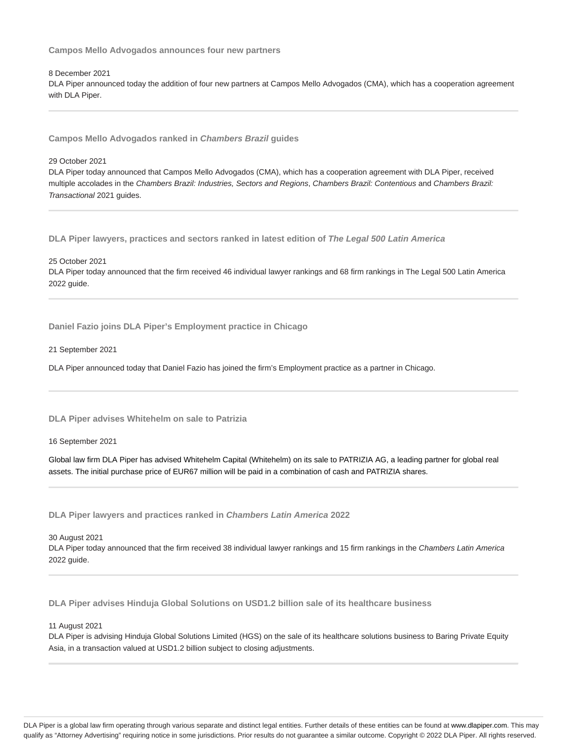### Campos Mello Advogados announces four new partners

8 December 2021

DLA Piper announced today the addition of four new partners at Campos Mello Advogados (CMA), which has a cooperation agreement with DLA Piper.

### Campos Mello Advogados ranked in *Chambers Brazil* guides

29 October 2021

DLA Piper today announced that Campos Mello Advogados (CMA), which has a cooperation agreement with DLA Piper, received multiple accolades in the *Chambers Brazil: Industries, Sectors and Regions*, *Chambers Brazil: Contentious* and *Chambers Brazil: Transactional* 2021 guides.

### DLA Piper lawyers, practices and sectors ranked in latest edition of *The Legal 500 Latin America*

25 October 2021

DLA Piper today announced that the firm received 46 individual lawyer rankings and 68 firm rankings in The Legal 500 Latin America 2022 guide.

### Daniel Fazio joins DLA Piper's Employment practice in Chicago

21 September 2021

DLA Piper announced today that Daniel Fazio has joined the firm's Employment practice as a partner in Chicago.

### DLA Piper advises Whitehelm on sale to Patrizia

16 September 2021

Global law firm DLA Piper has advised Whitehelm Capital (Whitehelm) on its sale to PATRIZIA AG, a leading partner for global real assets. The initial purchase price of EUR67 million will be paid in a combination of cash and PATRIZIA shares.

### DLA Piper lawyers and practices ranked in *Chambers Latin America* 2022

30 August 2021

DLA Piper today announced that the firm received 38 individual lawyer rankings and 15 firm rankings in the *Chambers Latin America* 2022 guide.

### DLA Piper advises Hinduja Global Solutions on USD1.2 billion sale of its healthcare business

11 August 2021

DLA Piper is advising Hinduja Global Solutions Limited (HGS) on the sale of its healthcare solutions business to Baring Private Equity Asia, in a transaction valued at USD1.2 billion subject to closing adjustments.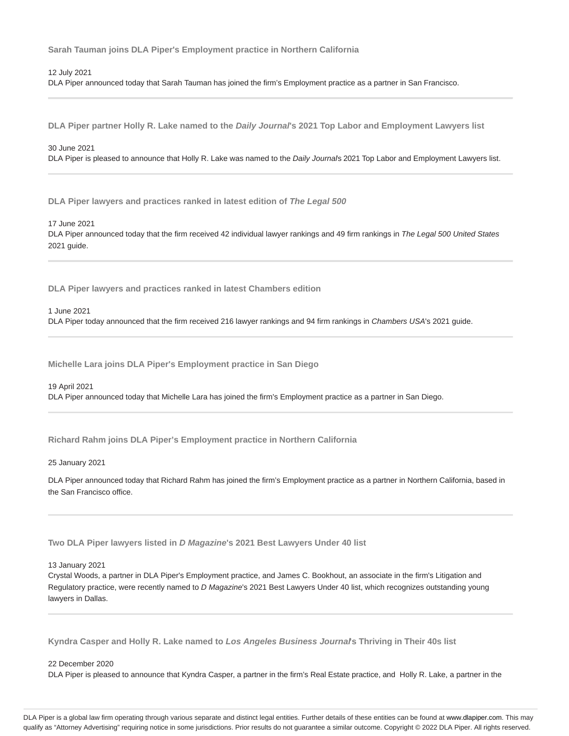### Sarah Tauman joins DLA Piper's Employment practice in Northern California

12 July 2021

DLA Piper announced today that Sarah Tauman has joined the firm's Employment practice as a partner in San Francisco.

---

### DLA Piper partner Holly R. Lake named to the *Daily Journal*'s 2021 Top Labor and Employment Lawyers list

30 June 2021

DLA Piper is pleased to announce that Holly R. Lake was named to the *Daily Journal*'s 2021 Top Labor and Employment Lawyers list.

---

### DLA Piper lawyers and practices ranked in latest edition of *The Legal 500*

17 June 2021

DLA Piper announced today that the firm received 42 individual lawyer rankings and 49 firm rankings in *The Legal 500 United States* 2021 guide.

---

### DLA Piper lawyers and practices ranked in latest Chambers edition

1 June 2021

DLA Piper today announced that the firm received 216 lawyer rankings and 94 firm rankings in *Chambers USA*'s 2021 guide.

---

### Michelle Lara joins DLA Piper's Employment practice in San Diego

19 April 2021

DLA Piper announced today that Michelle Lara has joined the firm's Employment practice as a partner in San Diego.

---

### Richard Rahm joins DLA Piper's Employment practice in Northern California

25 January 2021

DLA Piper announced today that Richard Rahm has joined the firm's Employment practice as a partner in Northern California, based in the San Francisco office.

---

### Two DLA Piper lawyers listed in *D Magazine*'s 2021 Best Lawyers Under 40 list

13 January 2021

Crystal Woods, a partner in DLA Piper's Employment practice, and James C. Bookhout, an associate in the firm's Litigation and Regulatory practice, were recently named to *D Magazine*'s 2021 Best Lawyers Under 40 list, which recognizes outstanding young lawyers in Dallas.

---

### Kyndra Casper and Holly R. Lake named to *Los Angeles Business Journal*'s Thriving in Their 40s list

22 December 2020

DLA Piper is pleased to announce that Kyndra Casper, a partner in the firm's Real Estate practice, and Holly R. Lake, a partner in the

DLA Piper is a global law firm operating through various separate and distinct legal entities. Further details of these entities can be found at www.dlapiper.com. This may qualify as "Attorney Advertising" requiring notice in some jurisdictions. Prior results do not guarantee a similar outcome. Copyright © 2022 DLA Piper. All rights reserved.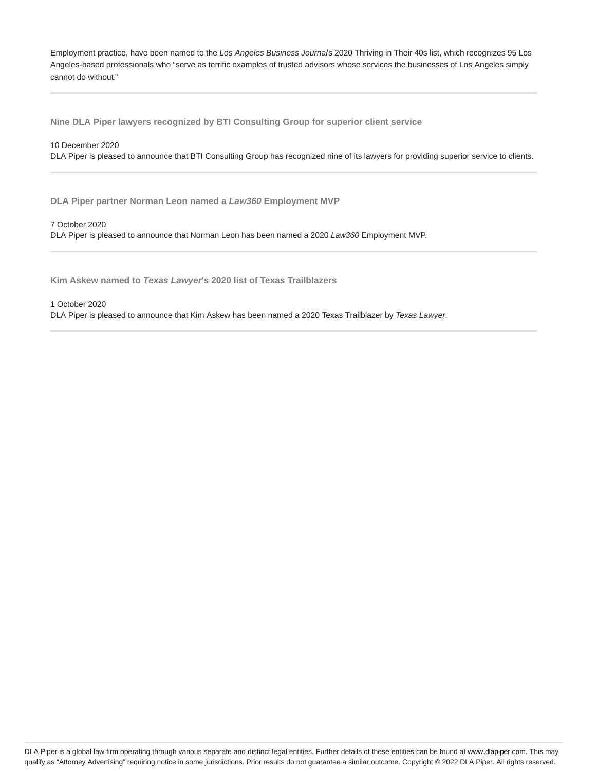Employment practice, have been named to the *Los Angeles Business Journal*'s 2020 Thriving in Their 40s list, which recognizes 95 Los Angeles-based professionals who "serve as terrific examples of trusted advisors whose services the businesses of Los Angeles simply cannot do without."

---

**Nine DLA Piper lawyers recognized by BTI Consulting Group for superior client service**

10 December 2020

DLA Piper is pleased to announce that BTI Consulting Group has recognized nine of its lawyers for providing superior service to clients.

---

**DLA Piper partner Norman Leon named a *Law360* Employment MVP**

7 October 2020

DLA Piper is pleased to announce that Norman Leon has been named a 2020 *Law360* Employment MVP.

---

**Kim Askew named to *Texas Lawyer*'s 2020 list of Texas Trailblazers**

1 October 2020

DLA Piper is pleased to announce that Kim Askew has been named a 2020 Texas Trailblazer by *Texas Lawyer*.

---

DLA Piper is a global law firm operating through various separate and distinct legal entities. Further details of these entities can be found at www.dlapiper.com. This may qualify as "Attorney Advertising" requiring notice in some jurisdictions. Prior results do not guarantee a similar outcome. Copyright © 2022 DLA Piper. All rights reserved.